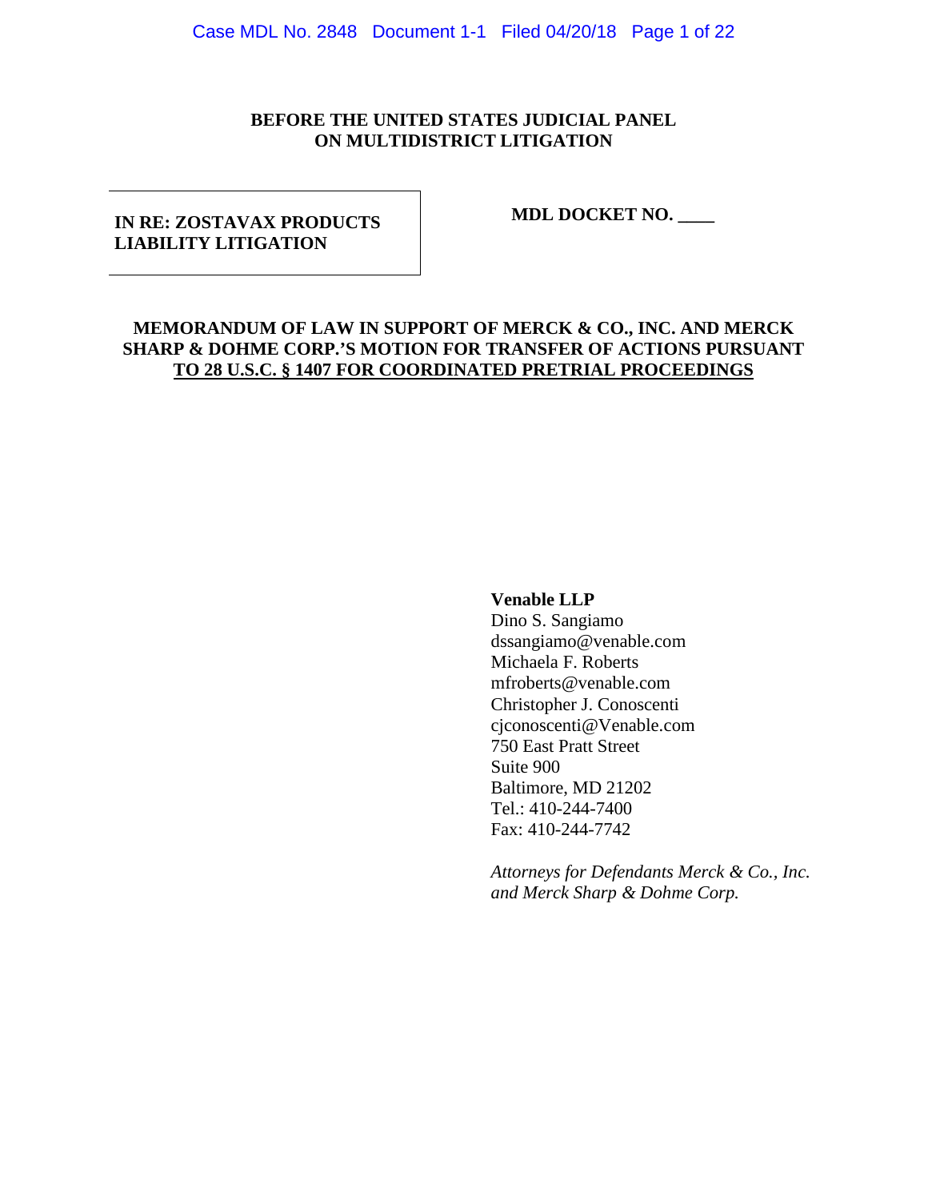**BEFORE THE UNITED STATES JUDICIAL PANEL ON MULTIDISTRICT LITIGATION**

| | |
|---|---|
| **IN RE: ZOSTAVAX PRODUCTS LIABILITY LITIGATION** | **MDL DOCKET NO. ____** |

**MEMORANDUM OF LAW IN SUPPORT OF MERCK & CO., INC. AND MERCK SHARP & DOHME CORP.'S MOTION FOR TRANSFER OF ACTIONS PURSUANT TO 28 U.S.C. § 1407 FOR COORDINATED PRETRIAL PROCEEDINGS**

**Venable LLP**
Dino S. Sangiamo
dssangiamo@venable.com
Michaela F. Roberts
mfroberts@venable.com
Christopher J. Conoscenti
cjconoscenti@Venable.com
750 East Pratt Street
Suite 900
Baltimore, MD 21202
Tel.: 410-244-7400
Fax: 410-244-7742

*Attorneys for Defendants Merck & Co., Inc. and Merck Sharp & Dohme Corp.*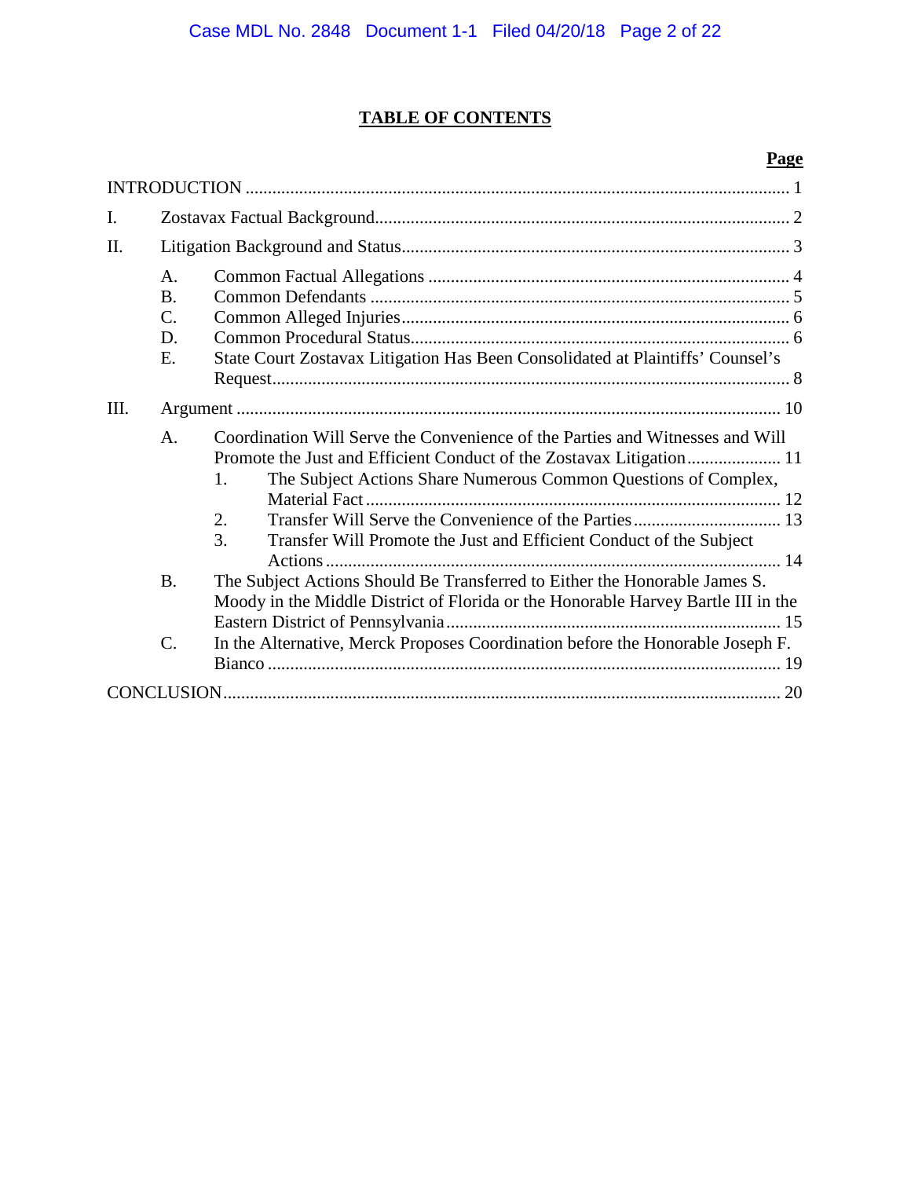# TABLE OF CONTENTS

| | | | Page |
|---|---|---|---|
| INTRODUCTION | | | 1 |
| I. | Zostavax Factual Background | | 2 |
| II. | Litigation Background and Status | | 3 |
| | A. | Common Factual Allegations | 4 |
| | B. | Common Defendants | 5 |
| | C. | Common Alleged Injuries | 6 |
| | D. | Common Procedural Status | 6 |
| | E. | State Court Zostavax Litigation Has Been Consolidated at Plaintiffs' Counsel's Request | 8 |
| III. | Argument | | 10 |
| | A. | Coordination Will Serve the Convenience of the Parties and Witnesses and Will Promote the Just and Efficient Conduct of the Zostavax Litigation | 11 |
| | | 1. The Subject Actions Share Numerous Common Questions of Complex, Material Fact | 12 |
| | | 2. Transfer Will Serve the Convenience of the Parties | 13 |
| | | 3. Transfer Will Promote the Just and Efficient Conduct of the Subject Actions | 14 |
| | B. | The Subject Actions Should Be Transferred to Either the Honorable James S. Moody in the Middle District of Florida or the Honorable Harvey Bartle III in the Eastern District of Pennsylvania | 15 |
| | C. | In the Alternative, Merck Proposes Coordination before the Honorable Joseph F. Bianco | 19 |
| CONCLUSION | | | 20 |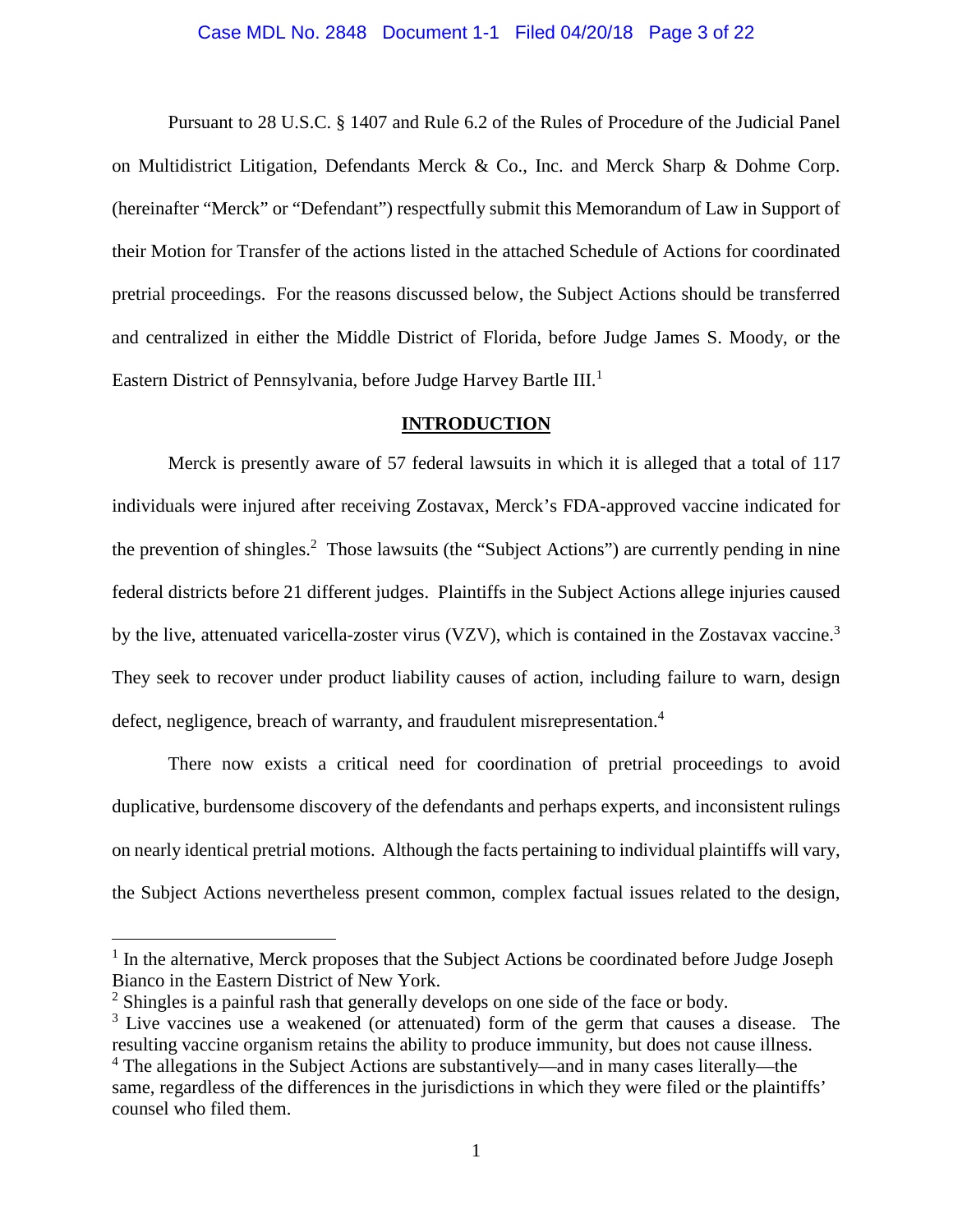Pursuant to 28 U.S.C. § 1407 and Rule 6.2 of the Rules of Procedure of the Judicial Panel on Multidistrict Litigation, Defendants Merck & Co., Inc. and Merck Sharp & Dohme Corp. (hereinafter "Merck" or "Defendant") respectfully submit this Memorandum of Law in Support of their Motion for Transfer of the actions listed in the attached Schedule of Actions for coordinated pretrial proceedings. For the reasons discussed below, the Subject Actions should be transferred and centralized in either the Middle District of Florida, before Judge James S. Moody, or the Eastern District of Pennsylvania, before Judge Harvey Bartle III.[1]

## INTRODUCTION

Merck is presently aware of 57 federal lawsuits in which it is alleged that a total of 117 individuals were injured after receiving Zostavax, Merck's FDA-approved vaccine indicated for the prevention of shingles.[2] Those lawsuits (the "Subject Actions") are currently pending in nine federal districts before 21 different judges. Plaintiffs in the Subject Actions allege injuries caused by the live, attenuated varicella-zoster virus (VZV), which is contained in the Zostavax vaccine.[3] They seek to recover under product liability causes of action, including failure to warn, design defect, negligence, breach of warranty, and fraudulent misrepresentation.[4]

There now exists a critical need for coordination of pretrial proceedings to avoid duplicative, burdensome discovery of the defendants and perhaps experts, and inconsistent rulings on nearly identical pretrial motions. Although the facts pertaining to individual plaintiffs will vary, the Subject Actions nevertheless present common, complex factual issues related to the design,

---

[1] In the alternative, Merck proposes that the Subject Actions be coordinated before Judge Joseph Bianco in the Eastern District of New York.

[2] Shingles is a painful rash that generally develops on one side of the face or body.

[3] Live vaccines use a weakened (or attenuated) form of the germ that causes a disease. The resulting vaccine organism retains the ability to produce immunity, but does not cause illness.

[4] The allegations in the Subject Actions are substantively—and in many cases literally—the same, regardless of the differences in the jurisdictions in which they were filed or the plaintiffs' counsel who filed them.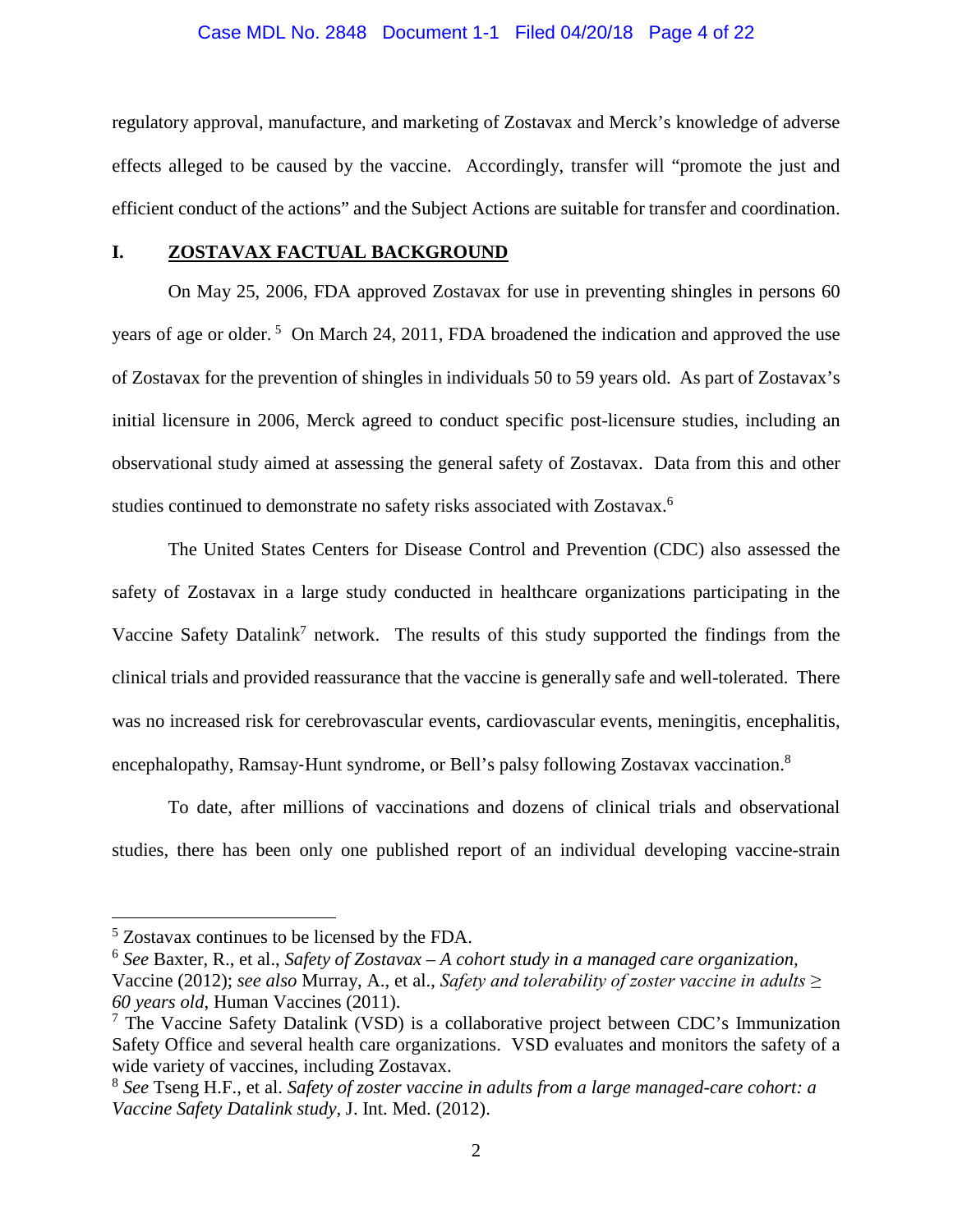regulatory approval, manufacture, and marketing of Zostavax and Merck's knowledge of adverse effects alleged to be caused by the vaccine. Accordingly, transfer will "promote the just and efficient conduct of the actions" and the Subject Actions are suitable for transfer and coordination.

## I. <u>ZOSTAVAX FACTUAL BACKGROUND</u>

On May 25, 2006, FDA approved Zostavax for use in preventing shingles in persons 60 years of age or older. [5] On March 24, 2011, FDA broadened the indication and approved the use of Zostavax for the prevention of shingles in individuals 50 to 59 years old. As part of Zostavax's initial licensure in 2006, Merck agreed to conduct specific post-licensure studies, including an observational study aimed at assessing the general safety of Zostavax. Data from this and other studies continued to demonstrate no safety risks associated with Zostavax.[6]

The United States Centers for Disease Control and Prevention (CDC) also assessed the safety of Zostavax in a large study conducted in healthcare organizations participating in the Vaccine Safety Datalink[7] network. The results of this study supported the findings from the clinical trials and provided reassurance that the vaccine is generally safe and well-tolerated. There was no increased risk for cerebrovascular events, cardiovascular events, meningitis, encephalitis, encephalopathy, Ramsay-Hunt syndrome, or Bell's palsy following Zostavax vaccination.[8]

To date, after millions of vaccinations and dozens of clinical trials and observational studies, there has been only one published report of an individual developing vaccine-strain

---

[5] Zostavax continues to be licensed by the FDA.

[6] *See* Baxter, R., et al., *Safety of Zostavax – A cohort study in a managed care organization*, Vaccine (2012); *see also* Murray, A., et al., *Safety and tolerability of zoster vaccine in adults ≥ 60 years old*, Human Vaccines (2011).

[7] The Vaccine Safety Datalink (VSD) is a collaborative project between CDC's Immunization Safety Office and several health care organizations. VSD evaluates and monitors the safety of a wide variety of vaccines, including Zostavax.

[8] *See* Tseng H.F., et al. *Safety of zoster vaccine in adults from a large managed-care cohort: a Vaccine Safety Datalink study*, J. Int. Med. (2012).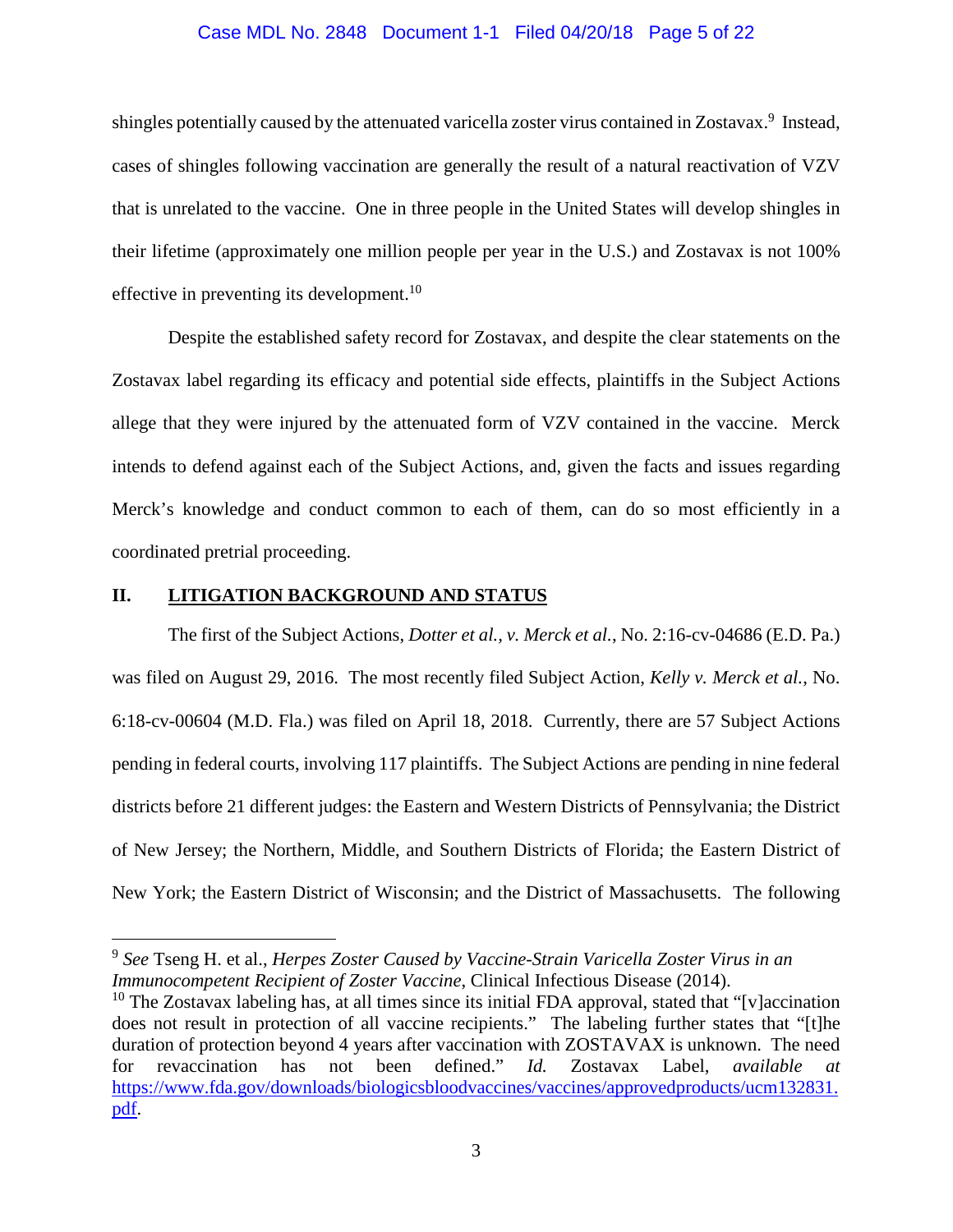shingles potentially caused by the attenuated varicella zoster virus contained in Zostavax.[9] Instead, cases of shingles following vaccination are generally the result of a natural reactivation of VZV that is unrelated to the vaccine. One in three people in the United States will develop shingles in their lifetime (approximately one million people per year in the U.S.) and Zostavax is not 100% effective in preventing its development.[10]

Despite the established safety record for Zostavax, and despite the clear statements on the Zostavax label regarding its efficacy and potential side effects, plaintiffs in the Subject Actions allege that they were injured by the attenuated form of VZV contained in the vaccine. Merck intends to defend against each of the Subject Actions, and, given the facts and issues regarding Merck's knowledge and conduct common to each of them, can do so most efficiently in a coordinated pretrial proceeding.

## II. LITIGATION BACKGROUND AND STATUS

The first of the Subject Actions, *Dotter et al., v. Merck et al.*, No. 2:16-cv-04686 (E.D. Pa.) was filed on August 29, 2016. The most recently filed Subject Action, *Kelly v. Merck et al.*, No. 6:18-cv-00604 (M.D. Fla.) was filed on April 18, 2018. Currently, there are 57 Subject Actions pending in federal courts, involving 117 plaintiffs. The Subject Actions are pending in nine federal districts before 21 different judges: the Eastern and Western Districts of Pennsylvania; the District of New Jersey; the Northern, Middle, and Southern Districts of Florida; the Eastern District of New York; the Eastern District of Wisconsin; and the District of Massachusetts. The following

---

[9] *See* Tseng H. et al., *Herpes Zoster Caused by Vaccine-Strain Varicella Zoster Virus in an Immunocompetent Recipient of Zoster Vaccine*, Clinical Infectious Disease (2014).

[10] The Zostavax labeling has, at all times since its initial FDA approval, stated that "[v]accination does not result in protection of all vaccine recipients." The labeling further states that "[t]he duration of protection beyond 4 years after vaccination with ZOSTAVAX is unknown. The need for revaccination has not been defined." *Id.* Zostavax Label, *available at* https://www.fda.gov/downloads/biologicsbloodvaccines/vaccines/approvedproducts/ucm132831.pdf.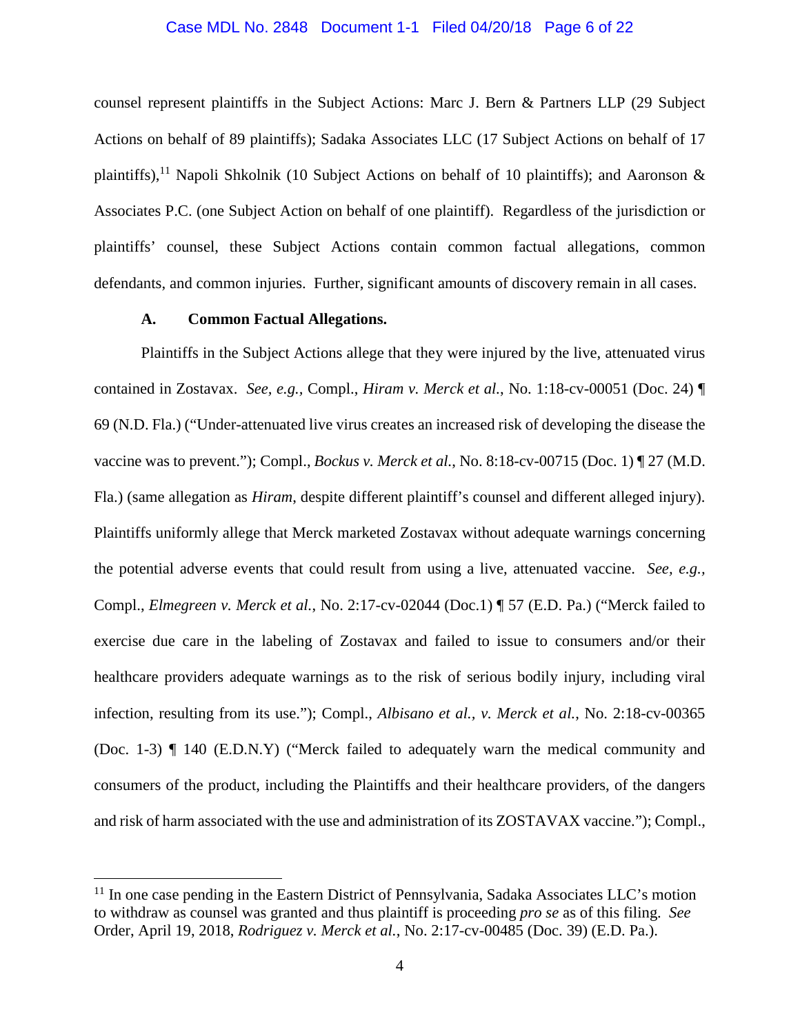counsel represent plaintiffs in the Subject Actions: Marc J. Bern & Partners LLP (29 Subject Actions on behalf of 89 plaintiffs); Sadaka Associates LLC (17 Subject Actions on behalf of 17 plaintiffs),[11] Napoli Shkolnik (10 Subject Actions on behalf of 10 plaintiffs); and Aaronson & Associates P.C. (one Subject Action on behalf of one plaintiff). Regardless of the jurisdiction or plaintiffs' counsel, these Subject Actions contain common factual allegations, common defendants, and common injuries. Further, significant amounts of discovery remain in all cases.

### A. Common Factual Allegations.

Plaintiffs in the Subject Actions allege that they were injured by the live, attenuated virus contained in Zostavax. *See, e.g.*, Compl., *Hiram v. Merck et al.*, No. 1:18-cv-00051 (Doc. 24) ¶ 69 (N.D. Fla.) ("Under-attenuated live virus creates an increased risk of developing the disease the vaccine was to prevent."); Compl., *Bockus v. Merck et al.*, No. 8:18-cv-00715 (Doc. 1) ¶ 27 (M.D. Fla.) (same allegation as *Hiram*, despite different plaintiff's counsel and different alleged injury). Plaintiffs uniformly allege that Merck marketed Zostavax without adequate warnings concerning the potential adverse events that could result from using a live, attenuated vaccine. *See, e.g.*, Compl., *Elmegreen v. Merck et al.*, No. 2:17-cv-02044 (Doc.1) ¶ 57 (E.D. Pa.) ("Merck failed to exercise due care in the labeling of Zostavax and failed to issue to consumers and/or their healthcare providers adequate warnings as to the risk of serious bodily injury, including viral infection, resulting from its use."); Compl., *Albisano et al., v. Merck et al.*, No. 2:18-cv-00365 (Doc. 1-3) ¶ 140 (E.D.N.Y) ("Merck failed to adequately warn the medical community and consumers of the product, including the Plaintiffs and their healthcare providers, of the dangers and risk of harm associated with the use and administration of its ZOSTAVAX vaccine."); Compl.,

[11] In one case pending in the Eastern District of Pennsylvania, Sadaka Associates LLC's motion to withdraw as counsel was granted and thus plaintiff is proceeding *pro se* as of this filing. *See* Order, April 19, 2018, *Rodriguez v. Merck et al.*, No. 2:17-cv-00485 (Doc. 39) (E.D. Pa.).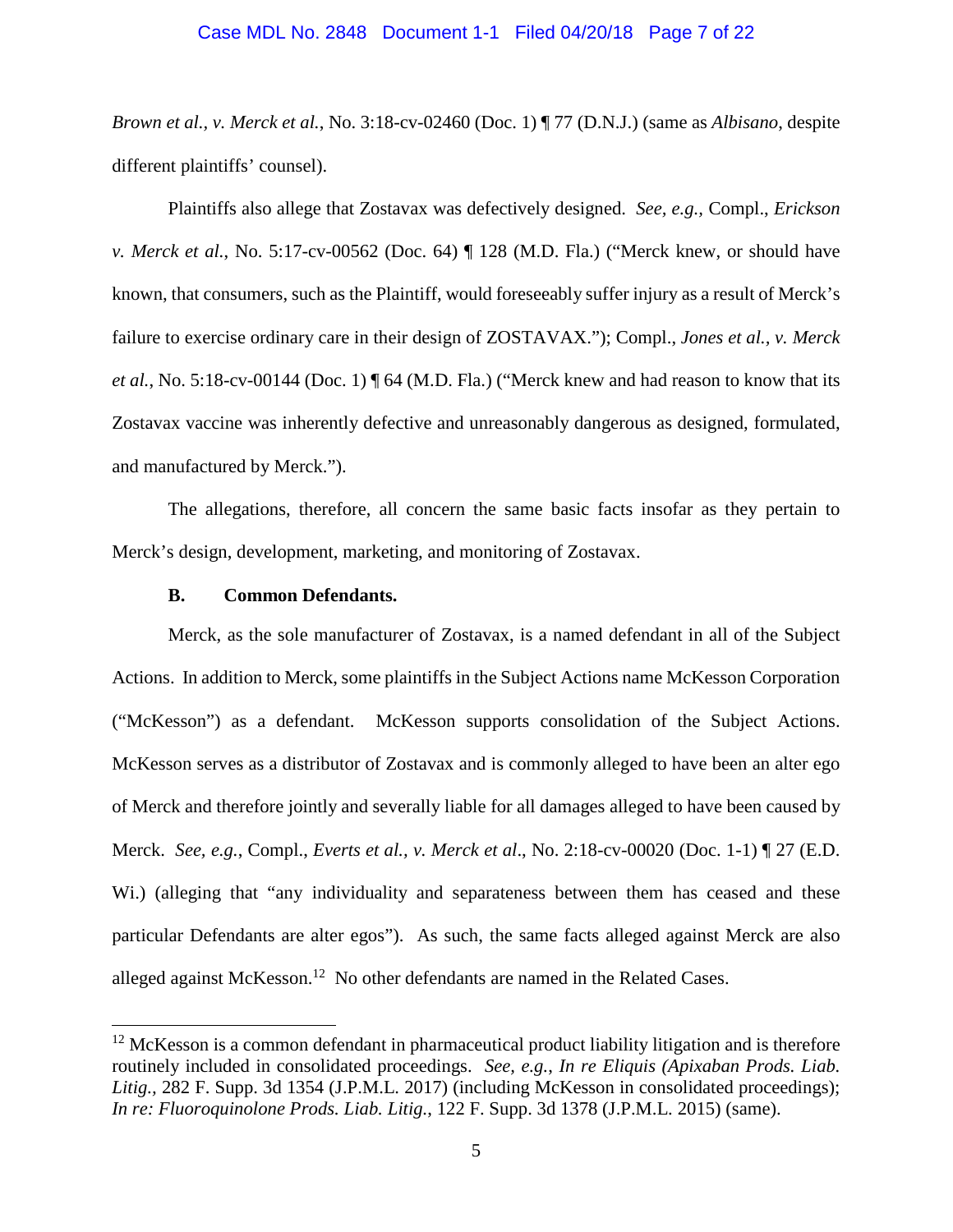*Brown et al.*, *v. Merck et al.*, No. 3:18-cv-02460 (Doc. 1) ¶ 77 (D.N.J.) (same as *Albisano*, despite different plaintiffs' counsel).

Plaintiffs also allege that Zostavax was defectively designed. *See, e.g.*, Compl., *Erickson v. Merck et al.*, No. 5:17-cv-00562 (Doc. 64) ¶ 128 (M.D. Fla.) ("Merck knew, or should have known, that consumers, such as the Plaintiff, would foreseeably suffer injury as a result of Merck's failure to exercise ordinary care in their design of ZOSTAVAX."); Compl., *Jones et al., v. Merck et al.*, No. 5:18-cv-00144 (Doc. 1) ¶ 64 (M.D. Fla.) ("Merck knew and had reason to know that its Zostavax vaccine was inherently defective and unreasonably dangerous as designed, formulated, and manufactured by Merck.").

The allegations, therefore, all concern the same basic facts insofar as they pertain to Merck's design, development, marketing, and monitoring of Zostavax.

### B. Common Defendants.

Merck, as the sole manufacturer of Zostavax, is a named defendant in all of the Subject Actions. In addition to Merck, some plaintiffs in the Subject Actions name McKesson Corporation ("McKesson") as a defendant. McKesson supports consolidation of the Subject Actions. McKesson serves as a distributor of Zostavax and is commonly alleged to have been an alter ego of Merck and therefore jointly and severally liable for all damages alleged to have been caused by Merck. *See, e.g.*, Compl., *Everts et al., v. Merck et al*., No. 2:18-cv-00020 (Doc. 1-1) ¶ 27 (E.D. Wi.) (alleging that "any individuality and separateness between them has ceased and these particular Defendants are alter egos"). As such, the same facts alleged against Merck are also alleged against McKesson.[12] No other defendants are named in the Related Cases.

---

[12] McKesson is a common defendant in pharmaceutical product liability litigation and is therefore routinely included in consolidated proceedings. *See, e.g., In re Eliquis (Apixaban Prods. Liab. Litig.*, 282 F. Supp. 3d 1354 (J.P.M.L. 2017) (including McKesson in consolidated proceedings); *In re: Fluoroquinolone Prods. Liab. Litig.*, 122 F. Supp. 3d 1378 (J.P.M.L. 2015) (same).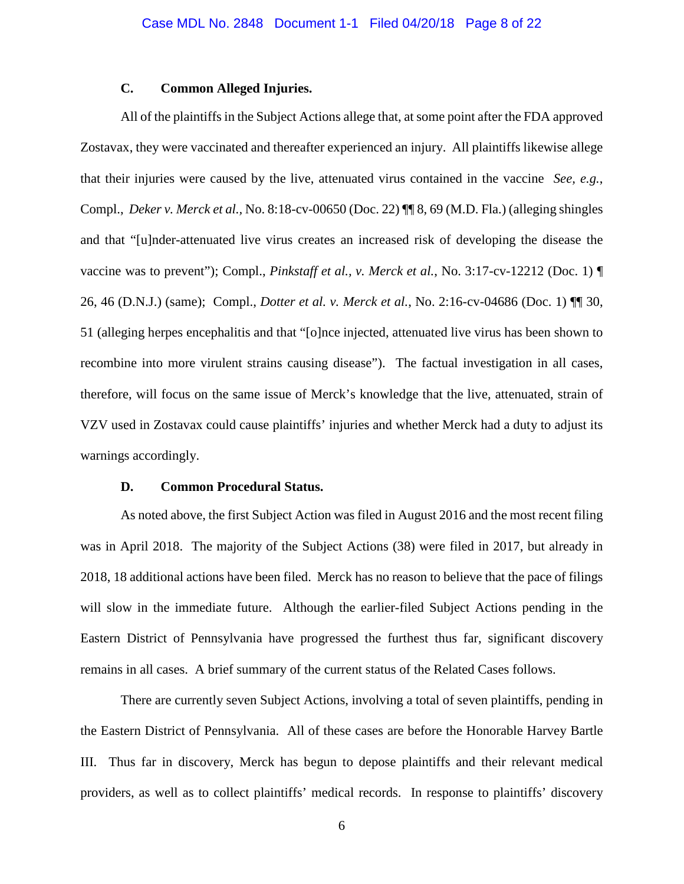### C. Common Alleged Injuries.

All of the plaintiffs in the Subject Actions allege that, at some point after the FDA approved Zostavax, they were vaccinated and thereafter experienced an injury. All plaintiffs likewise allege that their injuries were caused by the live, attenuated virus contained in the vaccine *See, e.g.*, Compl., *Deker v. Merck et al.*, No. 8:18-cv-00650 (Doc. 22) ¶¶ 8, 69 (M.D. Fla.) (alleging shingles and that "[u]nder-attenuated live virus creates an increased risk of developing the disease the vaccine was to prevent"); Compl., *Pinkstaff et al., v. Merck et al.*, No. 3:17-cv-12212 (Doc. 1) ¶ 26, 46 (D.N.J.) (same); Compl., *Dotter et al. v. Merck et al.*, No. 2:16-cv-04686 (Doc. 1) ¶¶ 30, 51 (alleging herpes encephalitis and that "[o]nce injected, attenuated live virus has been shown to recombine into more virulent strains causing disease"). The factual investigation in all cases, therefore, will focus on the same issue of Merck's knowledge that the live, attenuated, strain of VZV used in Zostavax could cause plaintiffs' injuries and whether Merck had a duty to adjust its warnings accordingly.

### D. Common Procedural Status.

As noted above, the first Subject Action was filed in August 2016 and the most recent filing was in April 2018. The majority of the Subject Actions (38) were filed in 2017, but already in 2018, 18 additional actions have been filed. Merck has no reason to believe that the pace of filings will slow in the immediate future. Although the earlier-filed Subject Actions pending in the Eastern District of Pennsylvania have progressed the furthest thus far, significant discovery remains in all cases. A brief summary of the current status of the Related Cases follows.

There are currently seven Subject Actions, involving a total of seven plaintiffs, pending in the Eastern District of Pennsylvania. All of these cases are before the Honorable Harvey Bartle III. Thus far in discovery, Merck has begun to depose plaintiffs and their relevant medical providers, as well as to collect plaintiffs' medical records. In response to plaintiffs' discovery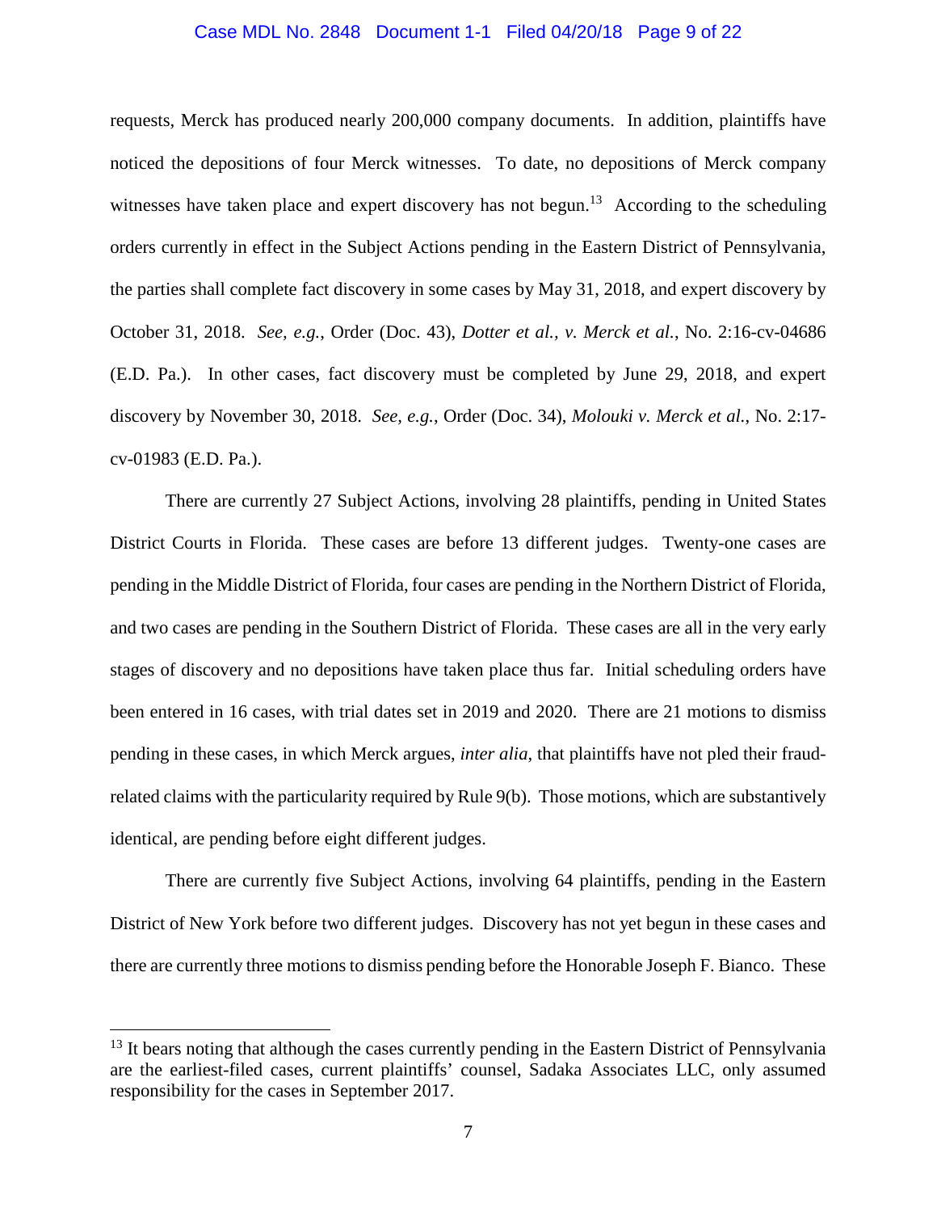requests, Merck has produced nearly 200,000 company documents. In addition, plaintiffs have noticed the depositions of four Merck witnesses. To date, no depositions of Merck company witnesses have taken place and expert discovery has not begun.[13] According to the scheduling orders currently in effect in the Subject Actions pending in the Eastern District of Pennsylvania, the parties shall complete fact discovery in some cases by May 31, 2018, and expert discovery by October 31, 2018. *See, e.g.*, Order (Doc. 43), *Dotter et al., v. Merck et al.*, No. 2:16-cv-04686 (E.D. Pa.). In other cases, fact discovery must be completed by June 29, 2018, and expert discovery by November 30, 2018. *See, e.g.*, Order (Doc. 34), *Molouki v. Merck et al.*, No. 2:17-cv-01983 (E.D. Pa.).

There are currently 27 Subject Actions, involving 28 plaintiffs, pending in United States District Courts in Florida. These cases are before 13 different judges. Twenty-one cases are pending in the Middle District of Florida, four cases are pending in the Northern District of Florida, and two cases are pending in the Southern District of Florida. These cases are all in the very early stages of discovery and no depositions have taken place thus far. Initial scheduling orders have been entered in 16 cases, with trial dates set in 2019 and 2020. There are 21 motions to dismiss pending in these cases, in which Merck argues, *inter alia*, that plaintiffs have not pled their fraud-related claims with the particularity required by Rule 9(b). Those motions, which are substantively identical, are pending before eight different judges.

There are currently five Subject Actions, involving 64 plaintiffs, pending in the Eastern District of New York before two different judges. Discovery has not yet begun in these cases and there are currently three motions to dismiss pending before the Honorable Joseph F. Bianco. These

[13] It bears noting that although the cases currently pending in the Eastern District of Pennsylvania are the earliest-filed cases, current plaintiffs' counsel, Sadaka Associates LLC, only assumed responsibility for the cases in September 2017.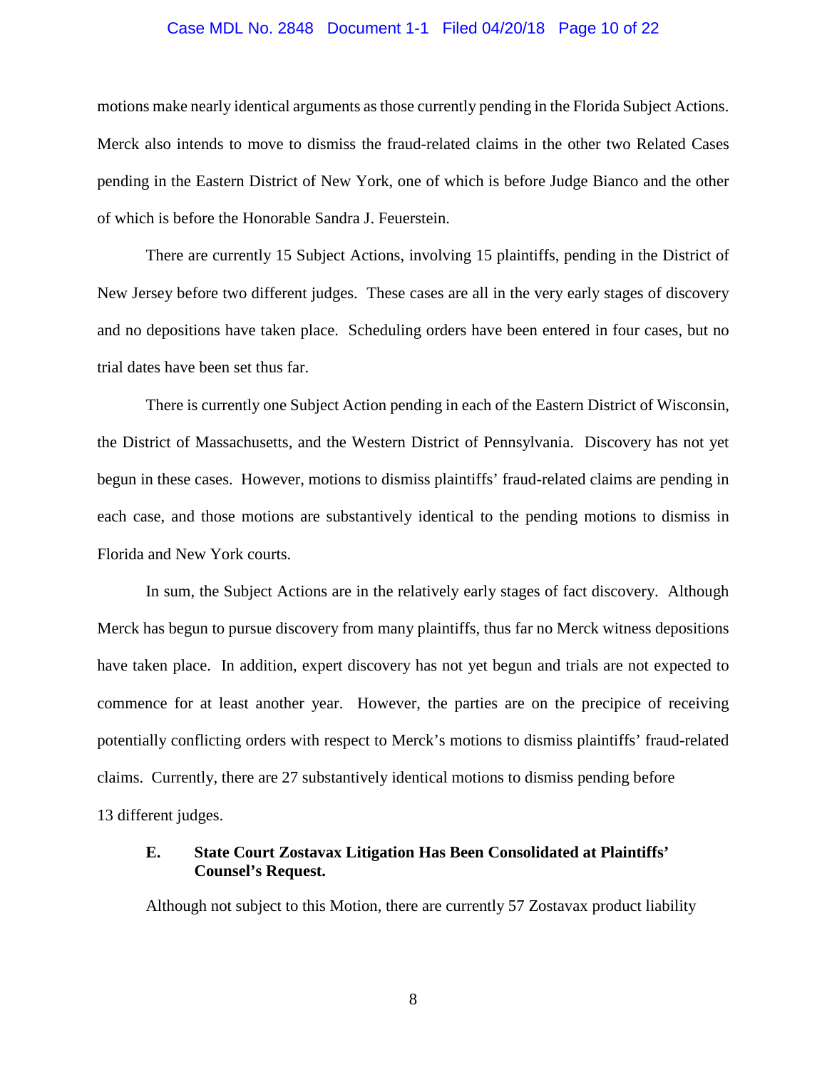motions make nearly identical arguments as those currently pending in the Florida Subject Actions. Merck also intends to move to dismiss the fraud-related claims in the other two Related Cases pending in the Eastern District of New York, one of which is before Judge Bianco and the other of which is before the Honorable Sandra J. Feuerstein.

There are currently 15 Subject Actions, involving 15 plaintiffs, pending in the District of New Jersey before two different judges. These cases are all in the very early stages of discovery and no depositions have taken place. Scheduling orders have been entered in four cases, but no trial dates have been set thus far.

There is currently one Subject Action pending in each of the Eastern District of Wisconsin, the District of Massachusetts, and the Western District of Pennsylvania. Discovery has not yet begun in these cases. However, motions to dismiss plaintiffs' fraud-related claims are pending in each case, and those motions are substantively identical to the pending motions to dismiss in Florida and New York courts.

In sum, the Subject Actions are in the relatively early stages of fact discovery. Although Merck has begun to pursue discovery from many plaintiffs, thus far no Merck witness depositions have taken place. In addition, expert discovery has not yet begun and trials are not expected to commence for at least another year. However, the parties are on the precipice of receiving potentially conflicting orders with respect to Merck's motions to dismiss plaintiffs' fraud-related claims. Currently, there are 27 substantively identical motions to dismiss pending before 13 different judges.

### E. State Court Zostavax Litigation Has Been Consolidated at Plaintiffs' Counsel's Request.

Although not subject to this Motion, there are currently 57 Zostavax product liability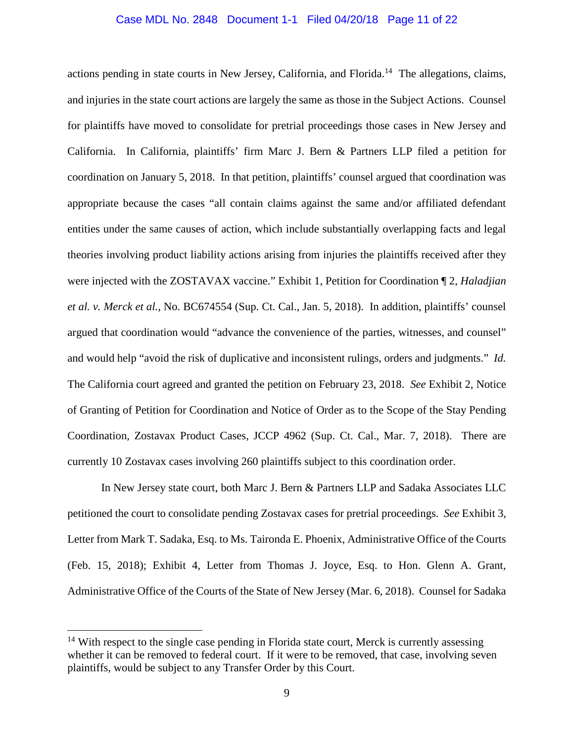actions pending in state courts in New Jersey, California, and Florida.[14] The allegations, claims, and injuries in the state court actions are largely the same as those in the Subject Actions. Counsel for plaintiffs have moved to consolidate for pretrial proceedings those cases in New Jersey and California. In California, plaintiffs' firm Marc J. Bern & Partners LLP filed a petition for coordination on January 5, 2018. In that petition, plaintiffs' counsel argued that coordination was appropriate because the cases "all contain claims against the same and/or affiliated defendant entities under the same causes of action, which include substantially overlapping facts and legal theories involving product liability actions arising from injuries the plaintiffs received after they were injected with the ZOSTAVAX vaccine." Exhibit 1, Petition for Coordination ¶ 2, *Haladjian et al. v. Merck et al.*, No. BC674554 (Sup. Ct. Cal., Jan. 5, 2018). In addition, plaintiffs' counsel argued that coordination would "advance the convenience of the parties, witnesses, and counsel" and would help "avoid the risk of duplicative and inconsistent rulings, orders and judgments." *Id.* The California court agreed and granted the petition on February 23, 2018. *See* Exhibit 2, Notice of Granting of Petition for Coordination and Notice of Order as to the Scope of the Stay Pending Coordination, Zostavax Product Cases, JCCP 4962 (Sup. Ct. Cal., Mar. 7, 2018). There are currently 10 Zostavax cases involving 260 plaintiffs subject to this coordination order.

In New Jersey state court, both Marc J. Bern & Partners LLP and Sadaka Associates LLC petitioned the court to consolidate pending Zostavax cases for pretrial proceedings. *See* Exhibit 3, Letter from Mark T. Sadaka, Esq. to Ms. Taironda E. Phoenix, Administrative Office of the Courts (Feb. 15, 2018); Exhibit 4, Letter from Thomas J. Joyce, Esq. to Hon. Glenn A. Grant, Administrative Office of the Courts of the State of New Jersey (Mar. 6, 2018). Counsel for Sadaka

---

[14] With respect to the single case pending in Florida state court, Merck is currently assessing whether it can be removed to federal court. If it were to be removed, that case, involving seven plaintiffs, would be subject to any Transfer Order by this Court.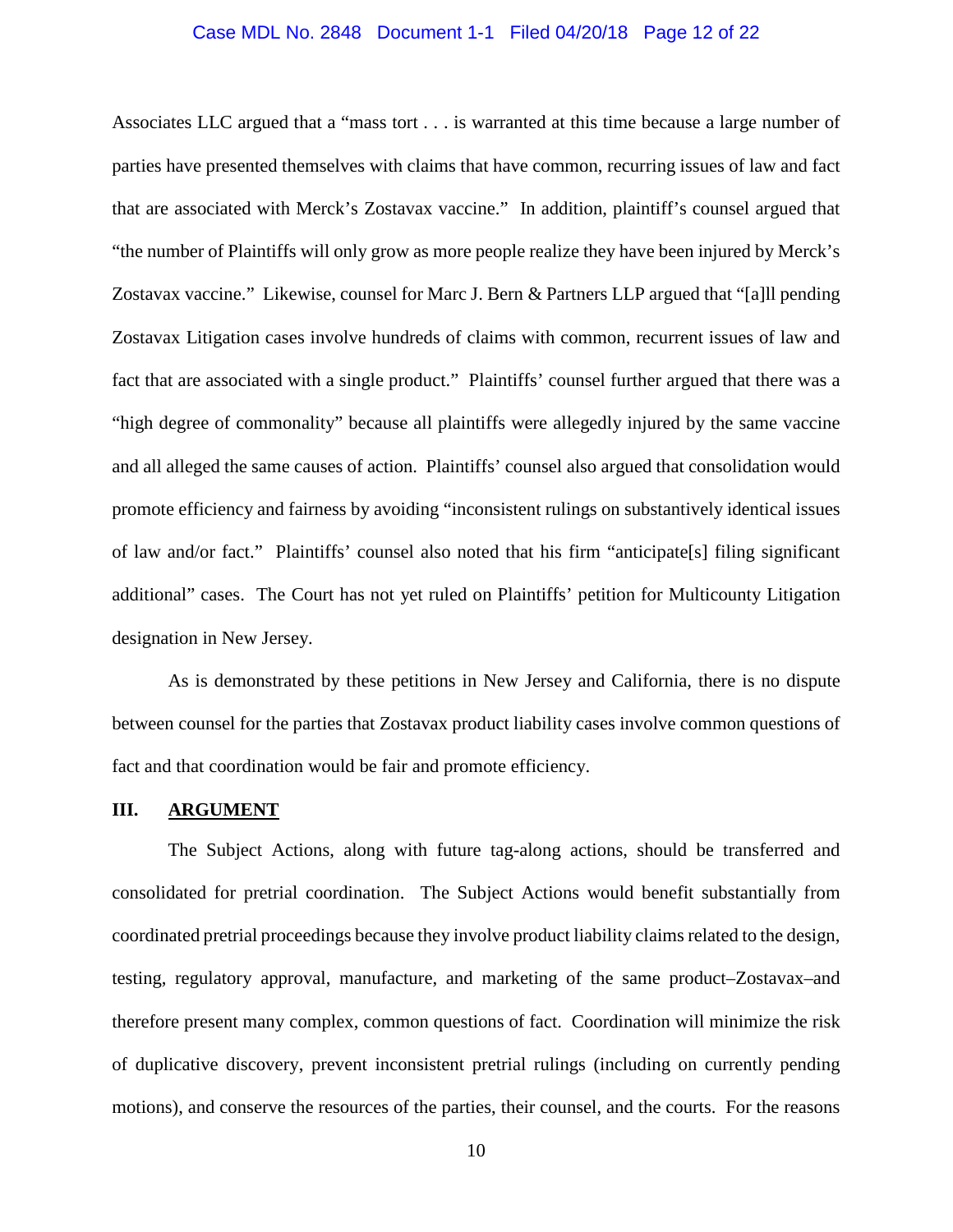Associates LLC argued that a "mass tort . . . is warranted at this time because a large number of parties have presented themselves with claims that have common, recurring issues of law and fact that are associated with Merck's Zostavax vaccine." In addition, plaintiff's counsel argued that "the number of Plaintiffs will only grow as more people realize they have been injured by Merck's Zostavax vaccine." Likewise, counsel for Marc J. Bern & Partners LLP argued that "[a]ll pending Zostavax Litigation cases involve hundreds of claims with common, recurrent issues of law and fact that are associated with a single product." Plaintiffs' counsel further argued that there was a "high degree of commonality" because all plaintiffs were allegedly injured by the same vaccine and all alleged the same causes of action. Plaintiffs' counsel also argued that consolidation would promote efficiency and fairness by avoiding "inconsistent rulings on substantively identical issues of law and/or fact." Plaintiffs' counsel also noted that his firm "anticipate[s] filing significant additional" cases. The Court has not yet ruled on Plaintiffs' petition for Multicounty Litigation designation in New Jersey.

As is demonstrated by these petitions in New Jersey and California, there is no dispute between counsel for the parties that Zostavax product liability cases involve common questions of fact and that coordination would be fair and promote efficiency.

## III. ARGUMENT

The Subject Actions, along with future tag-along actions, should be transferred and consolidated for pretrial coordination. The Subject Actions would benefit substantially from coordinated pretrial proceedings because they involve product liability claims related to the design, testing, regulatory approval, manufacture, and marketing of the same product–Zostavax–and therefore present many complex, common questions of fact. Coordination will minimize the risk of duplicative discovery, prevent inconsistent pretrial rulings (including on currently pending motions), and conserve the resources of the parties, their counsel, and the courts. For the reasons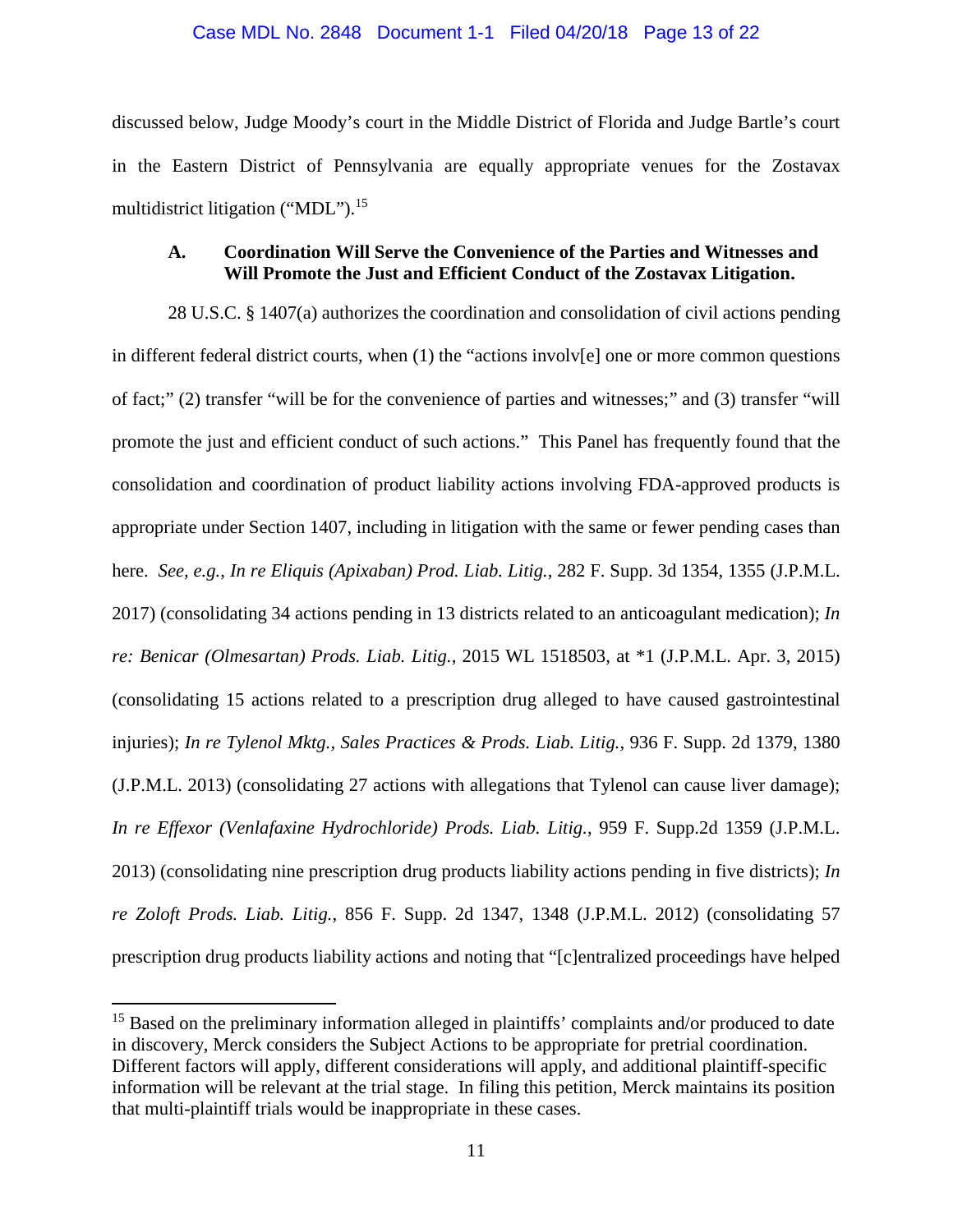discussed below, Judge Moody's court in the Middle District of Florida and Judge Bartle's court in the Eastern District of Pennsylvania are equally appropriate venues for the Zostavax multidistrict litigation ("MDL").[15]

**A. Coordination Will Serve the Convenience of the Parties and Witnesses and Will Promote the Just and Efficient Conduct of the Zostavax Litigation.**

28 U.S.C. § 1407(a) authorizes the coordination and consolidation of civil actions pending in different federal district courts, when (1) the "actions involv[e] one or more common questions of fact;" (2) transfer "will be for the convenience of parties and witnesses;" and (3) transfer "will promote the just and efficient conduct of such actions." This Panel has frequently found that the consolidation and coordination of product liability actions involving FDA-approved products is appropriate under Section 1407, including in litigation with the same or fewer pending cases than here. *See, e.g.*, *In re Eliquis (Apixaban) Prod. Liab. Litig.*, 282 F. Supp. 3d 1354, 1355 (J.P.M.L. 2017) (consolidating 34 actions pending in 13 districts related to an anticoagulant medication); *In re: Benicar (Olmesartan) Prods. Liab. Litig.*, 2015 WL 1518503, at *1 (J.P.M.L. Apr. 3, 2015) (consolidating 15 actions related to a prescription drug alleged to have caused gastrointestinal injuries); *In re Tylenol Mktg., Sales Practices & Prods. Liab. Litig.*, 936 F. Supp. 2d 1379, 1380 (J.P.M.L. 2013) (consolidating 27 actions with allegations that Tylenol can cause liver damage); *In re Effexor (Venlafaxine Hydrochloride) Prods. Liab. Litig.*, 959 F. Supp.2d 1359 (J.P.M.L. 2013) (consolidating nine prescription drug products liability actions pending in five districts); *In re Zoloft Prods. Liab. Litig.*, 856 F. Supp. 2d 1347, 1348 (J.P.M.L. 2012) (consolidating 57 prescription drug products liability actions and noting that "[c]entralized proceedings have helped

---

[15] Based on the preliminary information alleged in plaintiffs' complaints and/or produced to date in discovery, Merck considers the Subject Actions to be appropriate for pretrial coordination. Different factors will apply, different considerations will apply, and additional plaintiff-specific information will be relevant at the trial stage. In filing this petition, Merck maintains its position that multi-plaintiff trials would be inappropriate in these cases.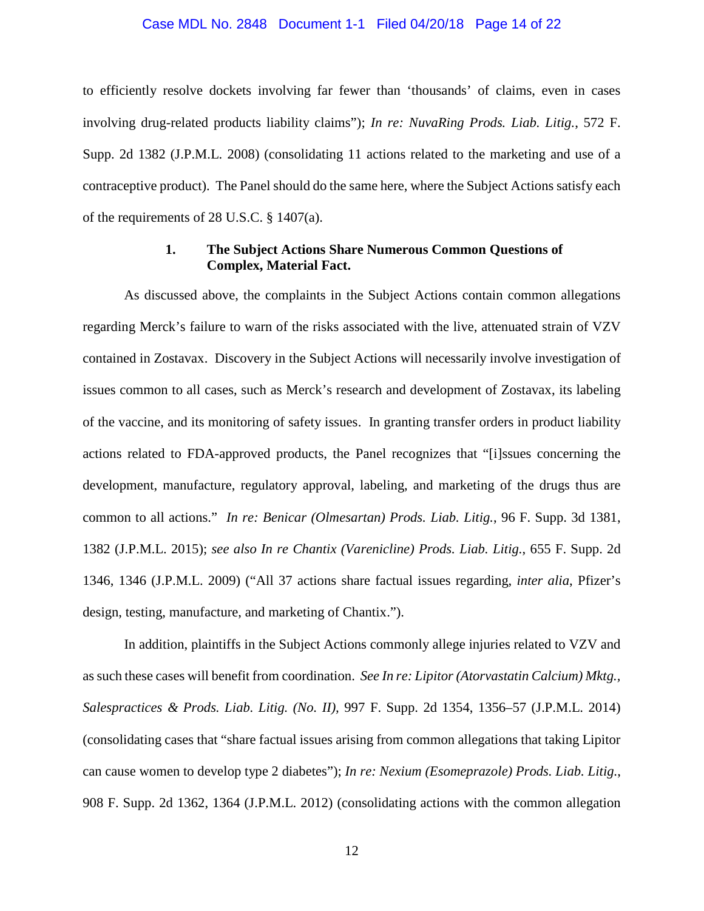to efficiently resolve dockets involving far fewer than 'thousands' of claims, even in cases involving drug-related products liability claims"); *In re: NuvaRing Prods. Liab. Litig.*, 572 F. Supp. 2d 1382 (J.P.M.L. 2008) (consolidating 11 actions related to the marketing and use of a contraceptive product). The Panel should do the same here, where the Subject Actions satisfy each of the requirements of 28 U.S.C. § 1407(a).

### 1. The Subject Actions Share Numerous Common Questions of Complex, Material Fact.

As discussed above, the complaints in the Subject Actions contain common allegations regarding Merck's failure to warn of the risks associated with the live, attenuated strain of VZV contained in Zostavax. Discovery in the Subject Actions will necessarily involve investigation of issues common to all cases, such as Merck's research and development of Zostavax, its labeling of the vaccine, and its monitoring of safety issues. In granting transfer orders in product liability actions related to FDA-approved products, the Panel recognizes that "[i]ssues concerning the development, manufacture, regulatory approval, labeling, and marketing of the drugs thus are common to all actions." *In re: Benicar (Olmesartan) Prods. Liab. Litig.*, 96 F. Supp. 3d 1381, 1382 (J.P.M.L. 2015); *see also In re Chantix (Varenicline) Prods. Liab. Litig.*, 655 F. Supp. 2d 1346, 1346 (J.P.M.L. 2009) ("All 37 actions share factual issues regarding, *inter alia*, Pfizer's design, testing, manufacture, and marketing of Chantix.").

In addition, plaintiffs in the Subject Actions commonly allege injuries related to VZV and as such these cases will benefit from coordination. *See In re: Lipitor (Atorvastatin Calcium) Mktg., Salespractices & Prods. Liab. Litig. (No. II)*, 997 F. Supp. 2d 1354, 1356–57 (J.P.M.L. 2014) (consolidating cases that "share factual issues arising from common allegations that taking Lipitor can cause women to develop type 2 diabetes"); *In re: Nexium (Esomeprazole) Prods. Liab. Litig.*, 908 F. Supp. 2d 1362, 1364 (J.P.M.L. 2012) (consolidating actions with the common allegation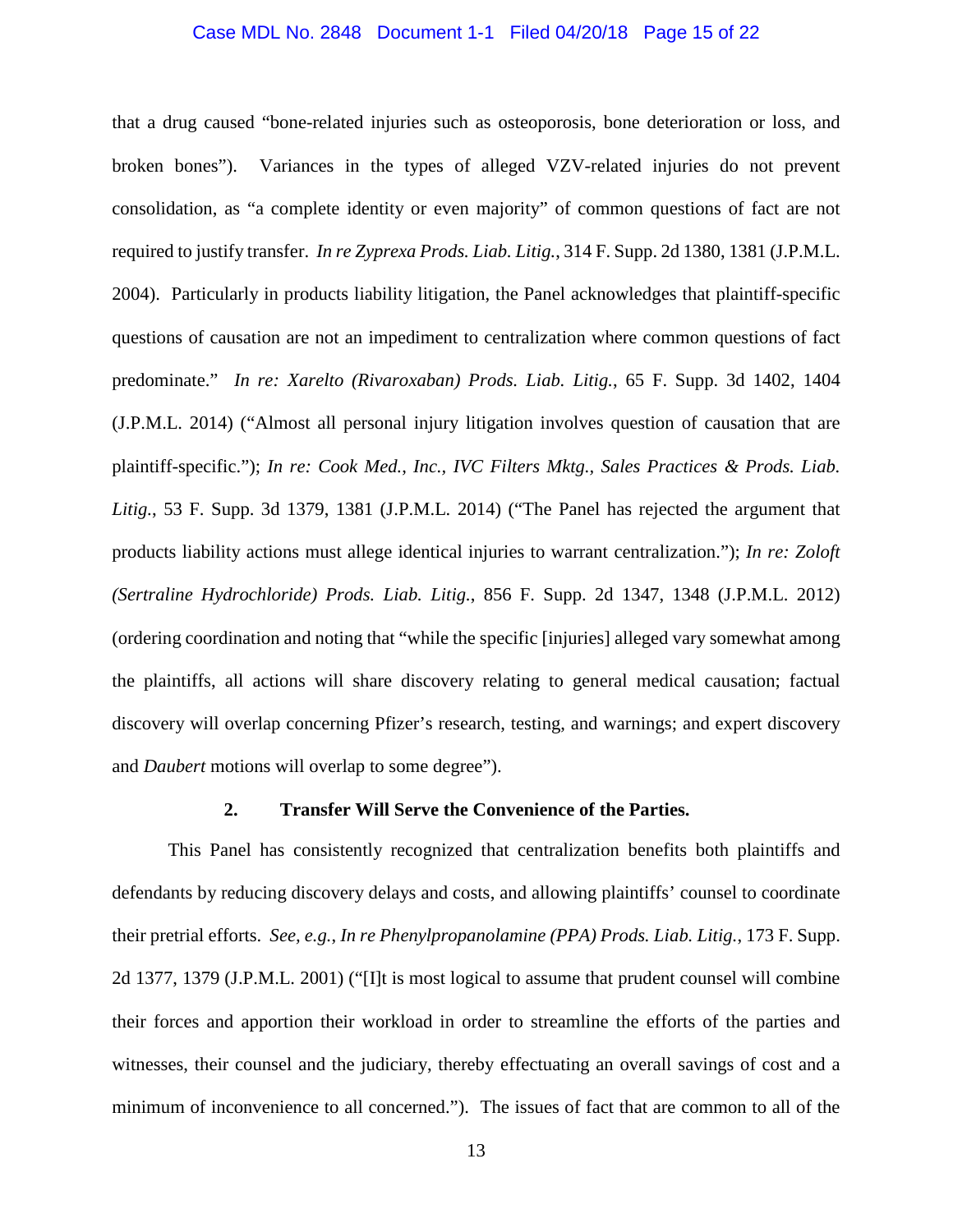that a drug caused "bone-related injuries such as osteoporosis, bone deterioration or loss, and broken bones"). Variances in the types of alleged VZV-related injuries do not prevent consolidation, as "a complete identity or even majority" of common questions of fact are not required to justify transfer. *In re Zyprexa Prods. Liab. Litig.*, 314 F. Supp. 2d 1380, 1381 (J.P.M.L. 2004). Particularly in products liability litigation, the Panel acknowledges that plaintiff-specific questions of causation are not an impediment to centralization where common questions of fact predominate." *In re: Xarelto (Rivaroxaban) Prods. Liab. Litig.*, 65 F. Supp. 3d 1402, 1404 (J.P.M.L. 2014) ("Almost all personal injury litigation involves question of causation that are plaintiff-specific."); *In re: Cook Med., Inc., IVC Filters Mktg., Sales Practices & Prods. Liab. Litig.*, 53 F. Supp. 3d 1379, 1381 (J.P.M.L. 2014) ("The Panel has rejected the argument that products liability actions must allege identical injuries to warrant centralization."); *In re: Zoloft (Sertraline Hydrochloride) Prods. Liab. Litig.*, 856 F. Supp. 2d 1347, 1348 (J.P.M.L. 2012) (ordering coordination and noting that "while the specific [injuries] alleged vary somewhat among the plaintiffs, all actions will share discovery relating to general medical causation; factual discovery will overlap concerning Pfizer's research, testing, and warnings; and expert discovery and *Daubert* motions will overlap to some degree").

**2. Transfer Will Serve the Convenience of the Parties.**

This Panel has consistently recognized that centralization benefits both plaintiffs and defendants by reducing discovery delays and costs, and allowing plaintiffs' counsel to coordinate their pretrial efforts. *See, e.g.*, *In re Phenylpropanolamine (PPA) Prods. Liab. Litig.*, 173 F. Supp. 2d 1377, 1379 (J.P.M.L. 2001) ("[I]t is most logical to assume that prudent counsel will combine their forces and apportion their workload in order to streamline the efforts of the parties and witnesses, their counsel and the judiciary, thereby effectuating an overall savings of cost and a minimum of inconvenience to all concerned."). The issues of fact that are common to all of the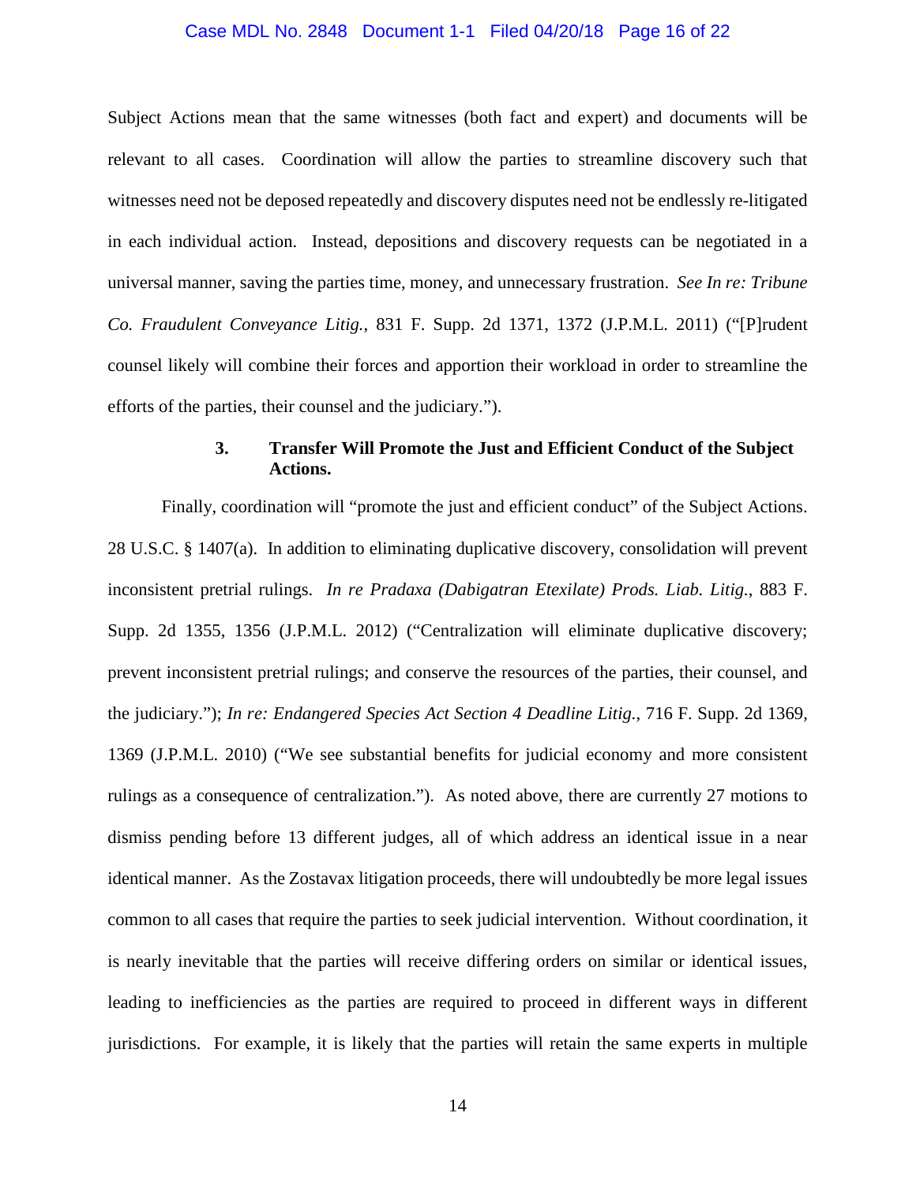Subject Actions mean that the same witnesses (both fact and expert) and documents will be relevant to all cases. Coordination will allow the parties to streamline discovery such that witnesses need not be deposed repeatedly and discovery disputes need not be endlessly re-litigated in each individual action. Instead, depositions and discovery requests can be negotiated in a universal manner, saving the parties time, money, and unnecessary frustration. *See In re: Tribune Co. Fraudulent Conveyance Litig.*, 831 F. Supp. 2d 1371, 1372 (J.P.M.L. 2011) ("[P]rudent counsel likely will combine their forces and apportion their workload in order to streamline the efforts of the parties, their counsel and the judiciary.").

### 3. Transfer Will Promote the Just and Efficient Conduct of the Subject Actions.

Finally, coordination will "promote the just and efficient conduct" of the Subject Actions. 28 U.S.C. § 1407(a). In addition to eliminating duplicative discovery, consolidation will prevent inconsistent pretrial rulings. *In re Pradaxa (Dabigatran Etexilate) Prods. Liab. Litig.*, 883 F. Supp. 2d 1355, 1356 (J.P.M.L. 2012) ("Centralization will eliminate duplicative discovery; prevent inconsistent pretrial rulings; and conserve the resources of the parties, their counsel, and the judiciary."); *In re: Endangered Species Act Section 4 Deadline Litig.*, 716 F. Supp. 2d 1369, 1369 (J.P.M.L. 2010) ("We see substantial benefits for judicial economy and more consistent rulings as a consequence of centralization."). As noted above, there are currently 27 motions to dismiss pending before 13 different judges, all of which address an identical issue in a near identical manner. As the Zostavax litigation proceeds, there will undoubtedly be more legal issues common to all cases that require the parties to seek judicial intervention. Without coordination, it is nearly inevitable that the parties will receive differing orders on similar or identical issues, leading to inefficiencies as the parties are required to proceed in different ways in different jurisdictions. For example, it is likely that the parties will retain the same experts in multiple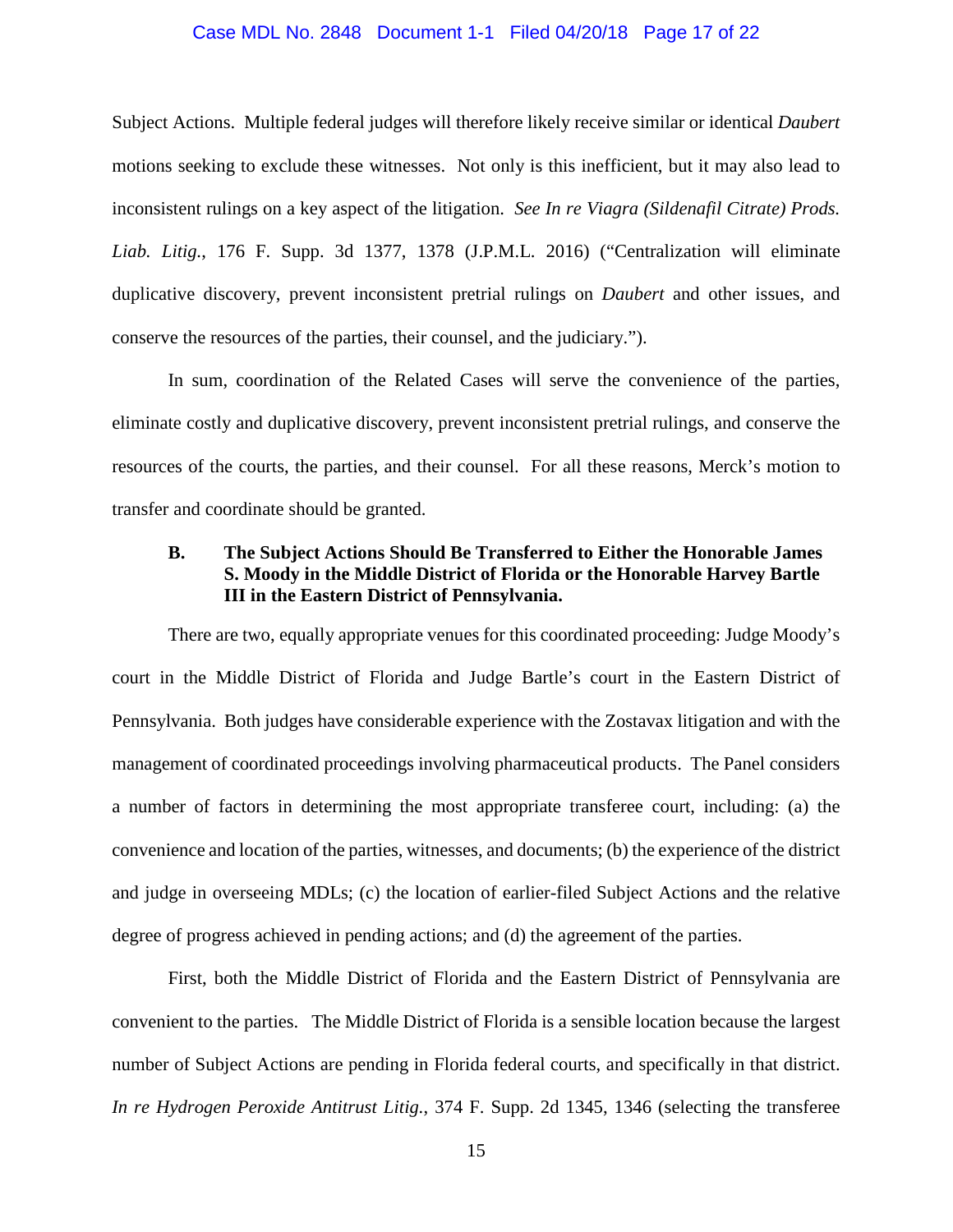Subject Actions. Multiple federal judges will therefore likely receive similar or identical *Daubert* motions seeking to exclude these witnesses. Not only is this inefficient, but it may also lead to inconsistent rulings on a key aspect of the litigation. *See In re Viagra (Sildenafil Citrate) Prods. Liab. Litig.*, 176 F. Supp. 3d 1377, 1378 (J.P.M.L. 2016) ("Centralization will eliminate duplicative discovery, prevent inconsistent pretrial rulings on *Daubert* and other issues, and conserve the resources of the parties, their counsel, and the judiciary.").

In sum, coordination of the Related Cases will serve the convenience of the parties, eliminate costly and duplicative discovery, prevent inconsistent pretrial rulings, and conserve the resources of the courts, the parties, and their counsel. For all these reasons, Merck's motion to transfer and coordinate should be granted.

### B. The Subject Actions Should Be Transferred to Either the Honorable James S. Moody in the Middle District of Florida or the Honorable Harvey Bartle III in the Eastern District of Pennsylvania.

There are two, equally appropriate venues for this coordinated proceeding: Judge Moody's court in the Middle District of Florida and Judge Bartle's court in the Eastern District of Pennsylvania. Both judges have considerable experience with the Zostavax litigation and with the management of coordinated proceedings involving pharmaceutical products. The Panel considers a number of factors in determining the most appropriate transferee court, including: (a) the convenience and location of the parties, witnesses, and documents; (b) the experience of the district and judge in overseeing MDLs; (c) the location of earlier-filed Subject Actions and the relative degree of progress achieved in pending actions; and (d) the agreement of the parties.

First, both the Middle District of Florida and the Eastern District of Pennsylvania are convenient to the parties. The Middle District of Florida is a sensible location because the largest number of Subject Actions are pending in Florida federal courts, and specifically in that district. *In re Hydrogen Peroxide Antitrust Litig.*, 374 F. Supp. 2d 1345, 1346 (selecting the transferee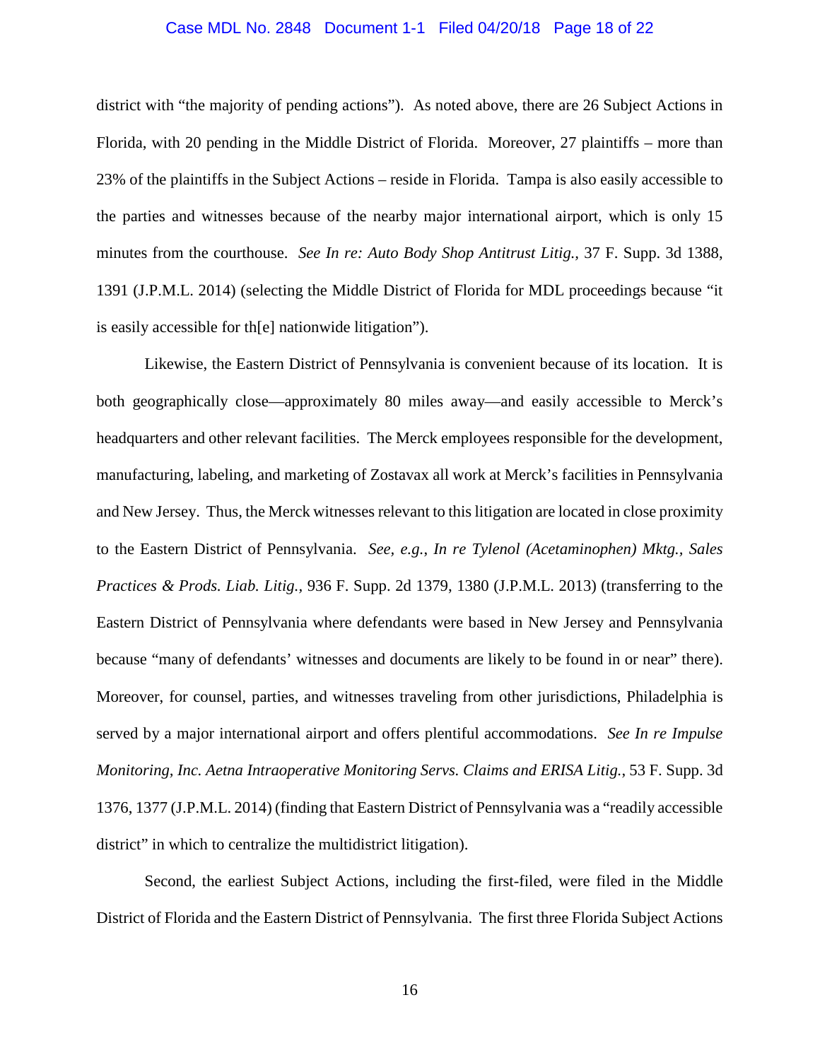district with "the majority of pending actions"). As noted above, there are 26 Subject Actions in Florida, with 20 pending in the Middle District of Florida. Moreover, 27 plaintiffs – more than 23% of the plaintiffs in the Subject Actions – reside in Florida. Tampa is also easily accessible to the parties and witnesses because of the nearby major international airport, which is only 15 minutes from the courthouse. *See In re: Auto Body Shop Antitrust Litig.*, 37 F. Supp. 3d 1388, 1391 (J.P.M.L. 2014) (selecting the Middle District of Florida for MDL proceedings because "it is easily accessible for th[e] nationwide litigation").

Likewise, the Eastern District of Pennsylvania is convenient because of its location. It is both geographically close—approximately 80 miles away—and easily accessible to Merck's headquarters and other relevant facilities. The Merck employees responsible for the development, manufacturing, labeling, and marketing of Zostavax all work at Merck's facilities in Pennsylvania and New Jersey. Thus, the Merck witnesses relevant to this litigation are located in close proximity to the Eastern District of Pennsylvania. *See, e.g., In re Tylenol (Acetaminophen) Mktg., Sales Practices & Prods. Liab. Litig.*, 936 F. Supp. 2d 1379, 1380 (J.P.M.L. 2013) (transferring to the Eastern District of Pennsylvania where defendants were based in New Jersey and Pennsylvania because "many of defendants' witnesses and documents are likely to be found in or near" there). Moreover, for counsel, parties, and witnesses traveling from other jurisdictions, Philadelphia is served by a major international airport and offers plentiful accommodations. *See In re Impulse Monitoring, Inc. Aetna Intraoperative Monitoring Servs. Claims and ERISA Litig.*, 53 F. Supp. 3d 1376, 1377 (J.P.M.L. 2014) (finding that Eastern District of Pennsylvania was a "readily accessible district" in which to centralize the multidistrict litigation).

Second, the earliest Subject Actions, including the first-filed, were filed in the Middle District of Florida and the Eastern District of Pennsylvania. The first three Florida Subject Actions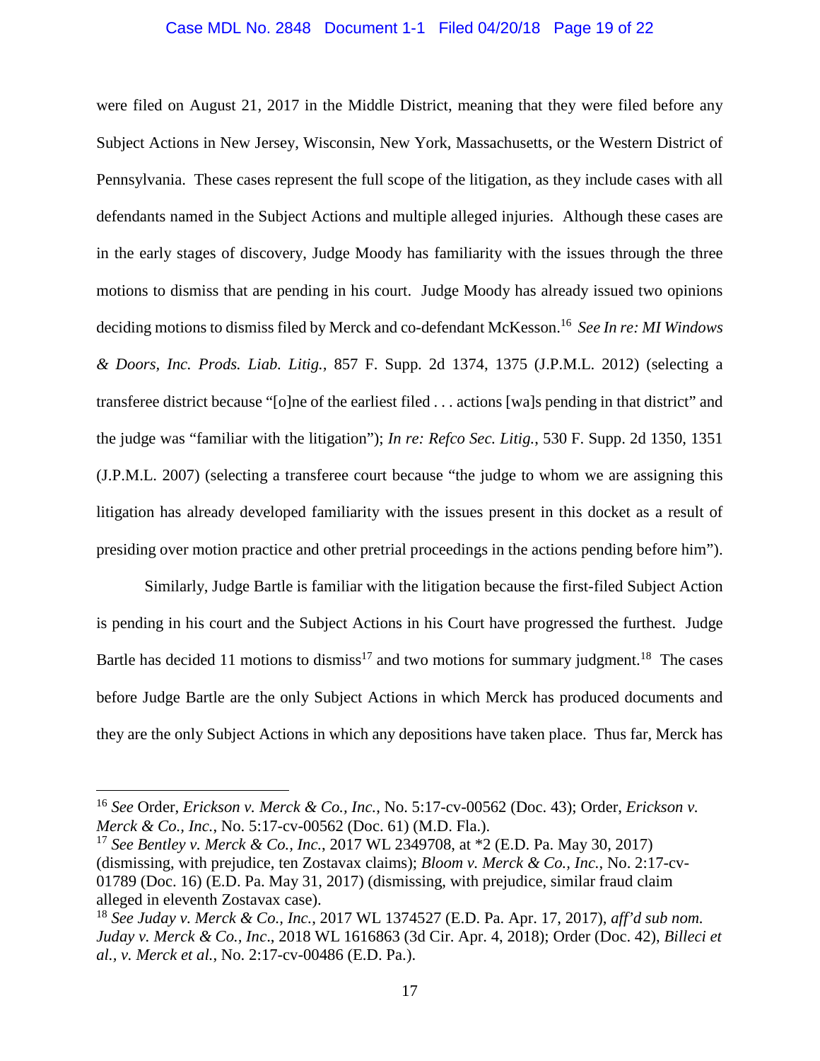were filed on August 21, 2017 in the Middle District, meaning that they were filed before any Subject Actions in New Jersey, Wisconsin, New York, Massachusetts, or the Western District of Pennsylvania. These cases represent the full scope of the litigation, as they include cases with all defendants named in the Subject Actions and multiple alleged injuries. Although these cases are in the early stages of discovery, Judge Moody has familiarity with the issues through the three motions to dismiss that are pending in his court. Judge Moody has already issued two opinions deciding motions to dismiss filed by Merck and co-defendant McKesson.[16] *See In re: MI Windows & Doors, Inc. Prods. Liab. Litig.*, 857 F. Supp. 2d 1374, 1375 (J.P.M.L. 2012) (selecting a transferee district because "[o]ne of the earliest filed . . . actions [wa]s pending in that district" and the judge was "familiar with the litigation"); *In re: Refco Sec. Litig.*, 530 F. Supp. 2d 1350, 1351 (J.P.M.L. 2007) (selecting a transferee court because "the judge to whom we are assigning this litigation has already developed familiarity with the issues present in this docket as a result of presiding over motion practice and other pretrial proceedings in the actions pending before him").

Similarly, Judge Bartle is familiar with the litigation because the first-filed Subject Action is pending in his court and the Subject Actions in his Court have progressed the furthest. Judge Bartle has decided 11 motions to dismiss[17] and two motions for summary judgment.[18] The cases before Judge Bartle are the only Subject Actions in which Merck has produced documents and they are the only Subject Actions in which any depositions have taken place. Thus far, Merck has

---

[16] *See* Order, *Erickson v. Merck & Co., Inc.*, No. 5:17-cv-00562 (Doc. 43); Order, *Erickson v. Merck & Co., Inc.*, No. 5:17-cv-00562 (Doc. 61) (M.D. Fla.).

[17] *See Bentley v. Merck & Co., Inc.*, 2017 WL 2349708, at *2 (E.D. Pa. May 30, 2017) (dismissing, with prejudice, ten Zostavax claims); *Bloom v. Merck & Co., Inc.*, No. 2:17-cv-01789 (Doc. 16) (E.D. Pa. May 31, 2017) (dismissing, with prejudice, similar fraud claim alleged in eleventh Zostavax case).

[18] *See Juday v. Merck & Co., Inc.*, 2017 WL 1374527 (E.D. Pa. Apr. 17, 2017), *aff'd sub nom. Juday v. Merck & Co., Inc*., 2018 WL 1616863 (3d Cir. Apr. 4, 2018); Order (Doc. 42), *Billeci et al., v. Merck et al.*, No. 2:17-cv-00486 (E.D. Pa.).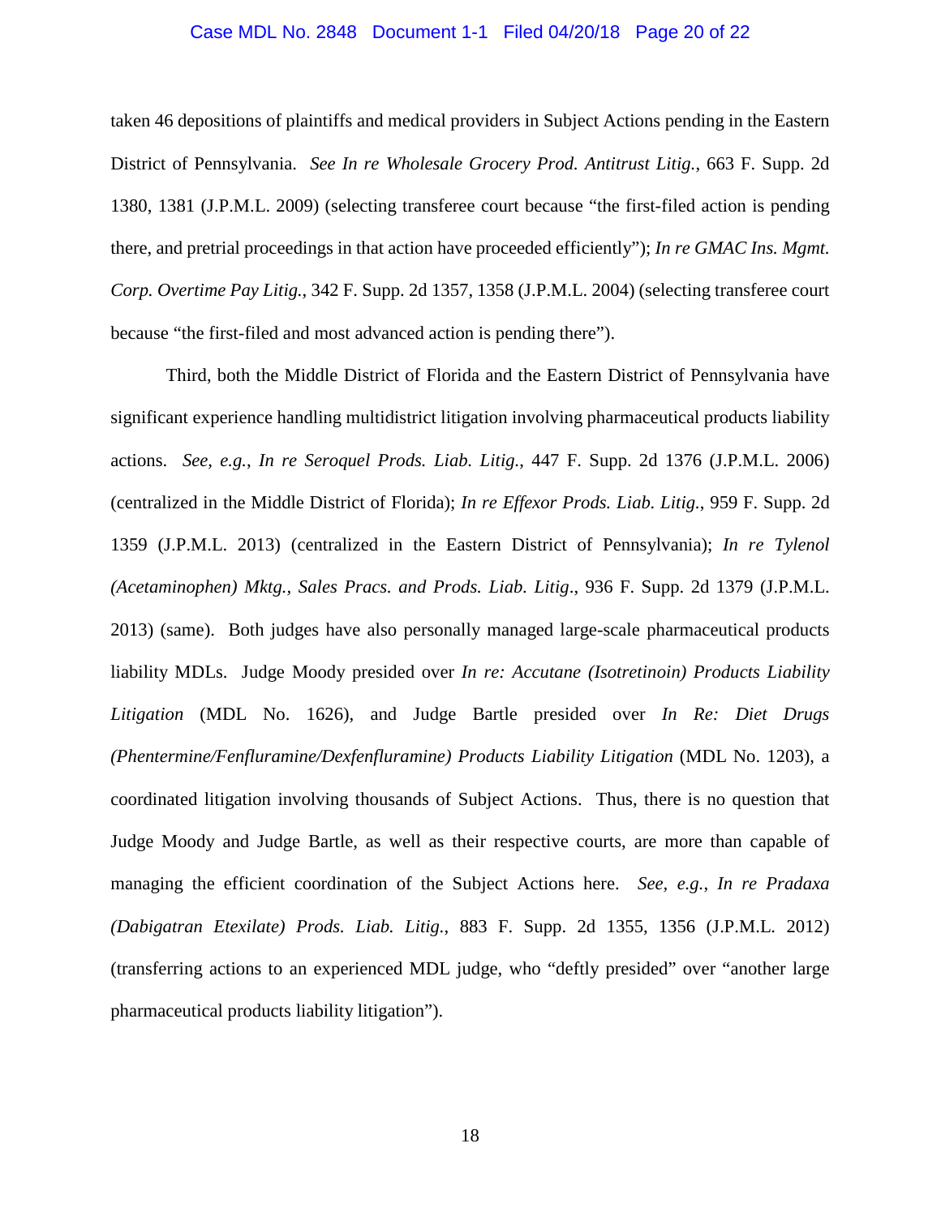taken 46 depositions of plaintiffs and medical providers in Subject Actions pending in the Eastern District of Pennsylvania. *See In re Wholesale Grocery Prod. Antitrust Litig.*, 663 F. Supp. 2d 1380, 1381 (J.P.M.L. 2009) (selecting transferee court because "the first-filed action is pending there, and pretrial proceedings in that action have proceeded efficiently"); *In re GMAC Ins. Mgmt. Corp. Overtime Pay Litig.*, 342 F. Supp. 2d 1357, 1358 (J.P.M.L. 2004) (selecting transferee court because "the first-filed and most advanced action is pending there").

Third, both the Middle District of Florida and the Eastern District of Pennsylvania have significant experience handling multidistrict litigation involving pharmaceutical products liability actions. *See, e.g.*, *In re Seroquel Prods. Liab. Litig.*, 447 F. Supp. 2d 1376 (J.P.M.L. 2006) (centralized in the Middle District of Florida); *In re Effexor Prods. Liab. Litig.*, 959 F. Supp. 2d 1359 (J.P.M.L. 2013) (centralized in the Eastern District of Pennsylvania); *In re Tylenol (Acetaminophen) Mktg., Sales Pracs. and Prods. Liab. Litig*., 936 F. Supp. 2d 1379 (J.P.M.L. 2013) (same). Both judges have also personally managed large-scale pharmaceutical products liability MDLs. Judge Moody presided over *In re: Accutane (Isotretinoin) Products Liability Litigation* (MDL No. 1626), and Judge Bartle presided over *In Re: Diet Drugs (Phentermine/Fenfluramine/Dexfenfluramine) Products Liability Litigation* (MDL No. 1203), a coordinated litigation involving thousands of Subject Actions. Thus, there is no question that Judge Moody and Judge Bartle, as well as their respective courts, are more than capable of managing the efficient coordination of the Subject Actions here. *See, e.g.*, *In re Pradaxa (Dabigatran Etexilate) Prods. Liab. Litig.*, 883 F. Supp. 2d 1355, 1356 (J.P.M.L. 2012) (transferring actions to an experienced MDL judge, who "deftly presided" over "another large pharmaceutical products liability litigation").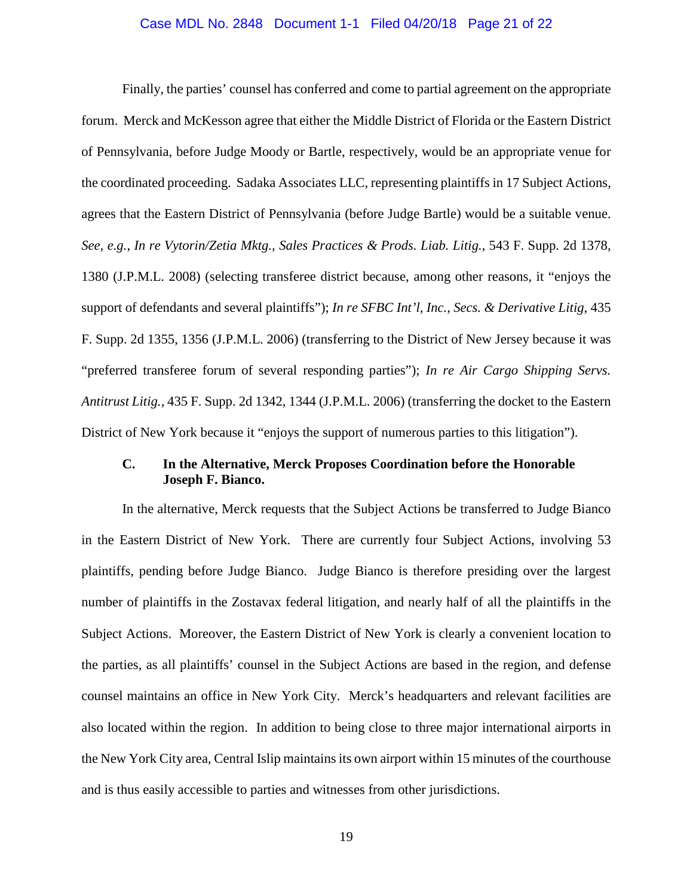Finally, the parties' counsel has conferred and come to partial agreement on the appropriate forum. Merck and McKesson agree that either the Middle District of Florida or the Eastern District of Pennsylvania, before Judge Moody or Bartle, respectively, would be an appropriate venue for the coordinated proceeding. Sadaka Associates LLC, representing plaintiffs in 17 Subject Actions, agrees that the Eastern District of Pennsylvania (before Judge Bartle) would be a suitable venue. *See, e.g.*, *In re Vytorin/Zetia Mktg., Sales Practices & Prods. Liab. Litig.*, 543 F. Supp. 2d 1378, 1380 (J.P.M.L. 2008) (selecting transferee district because, among other reasons, it "enjoys the support of defendants and several plaintiffs"); *In re SFBC Int'l, Inc., Secs. & Derivative Litig*, 435 F. Supp. 2d 1355, 1356 (J.P.M.L. 2006) (transferring to the District of New Jersey because it was "preferred transferee forum of several responding parties"); *In re Air Cargo Shipping Servs. Antitrust Litig.*, 435 F. Supp. 2d 1342, 1344 (J.P.M.L. 2006) (transferring the docket to the Eastern District of New York because it "enjoys the support of numerous parties to this litigation").

### C. In the Alternative, Merck Proposes Coordination before the Honorable Joseph F. Bianco.

In the alternative, Merck requests that the Subject Actions be transferred to Judge Bianco in the Eastern District of New York. There are currently four Subject Actions, involving 53 plaintiffs, pending before Judge Bianco. Judge Bianco is therefore presiding over the largest number of plaintiffs in the Zostavax federal litigation, and nearly half of all the plaintiffs in the Subject Actions. Moreover, the Eastern District of New York is clearly a convenient location to the parties, as all plaintiffs' counsel in the Subject Actions are based in the region, and defense counsel maintains an office in New York City. Merck's headquarters and relevant facilities are also located within the region. In addition to being close to three major international airports in the New York City area, Central Islip maintains its own airport within 15 minutes of the courthouse and is thus easily accessible to parties and witnesses from other jurisdictions.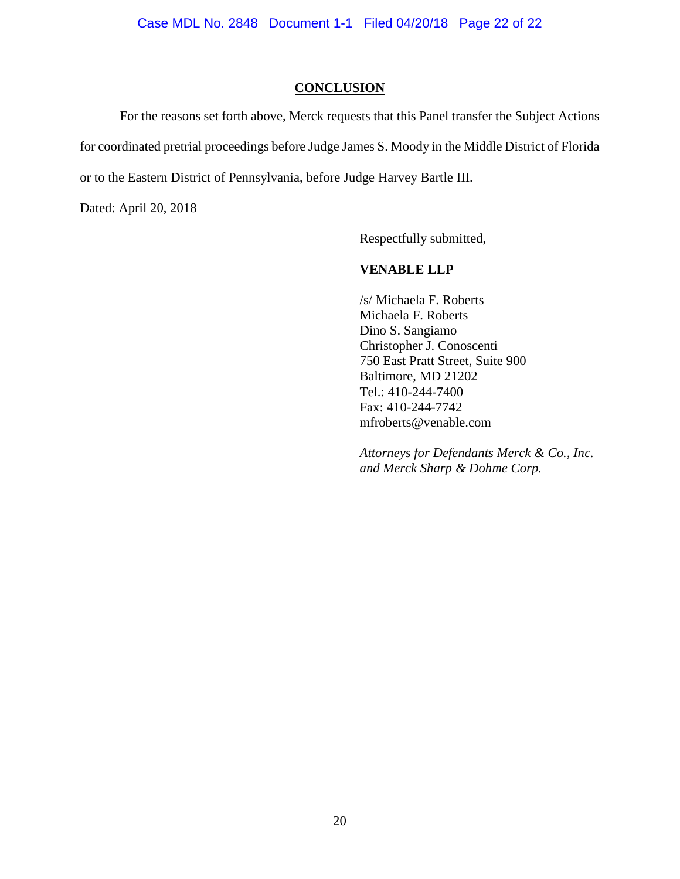## CONCLUSION

For the reasons set forth above, Merck requests that this Panel transfer the Subject Actions for coordinated pretrial proceedings before Judge James S. Moody in the Middle District of Florida or to the Eastern District of Pennsylvania, before Judge Harvey Bartle III.

Dated: April 20, 2018

Respectfully submitted,

**VENABLE LLP**

/s/ Michaela F. Roberts
Michaela F. Roberts
Dino S. Sangiamo
Christopher J. Conoscenti
750 East Pratt Street, Suite 900
Baltimore, MD 21202
Tel.: 410-244-7400
Fax: 410-244-7742
mfroberts@venable.com

*Attorneys for Defendants Merck & Co., Inc. and Merck Sharp & Dohme Corp.*